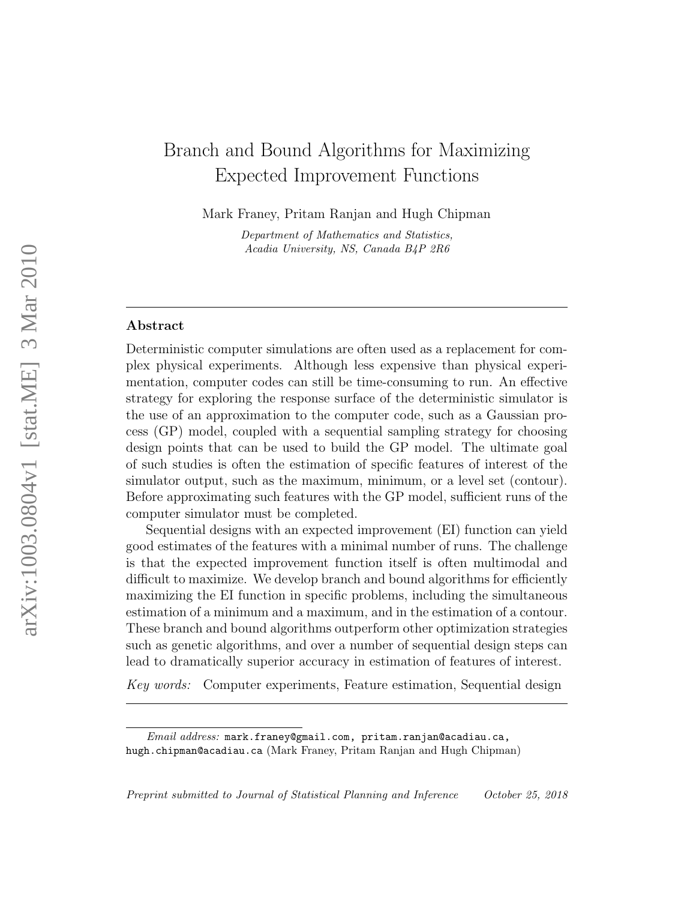# Branch and Bound Algorithms for Maximizing Expected Improvement Functions

Mark Franey, Pritam Ranjan and Hugh Chipman

*Department of Mathematics and Statistics, Acadia University, NS, Canada B4P 2R6*

## Abstract

Deterministic computer simulations are often used as a replacement for complex physical experiments. Although less expensive than physical experimentation, computer codes can still be time-consuming to run. An effective strategy for exploring the response surface of the deterministic simulator is the use of an approximation to the computer code, such as a Gaussian process (GP) model, coupled with a sequential sampling strategy for choosing design points that can be used to build the GP model. The ultimate goal of such studies is often the estimation of specific features of interest of the simulator output, such as the maximum, minimum, or a level set (contour). Before approximating such features with the GP model, sufficient runs of the computer simulator must be completed.

Sequential designs with an expected improvement (EI) function can yield good estimates of the features with a minimal number of runs. The challenge is that the expected improvement function itself is often multimodal and difficult to maximize. We develop branch and bound algorithms for efficiently maximizing the EI function in specific problems, including the simultaneous estimation of a minimum and a maximum, and in the estimation of a contour. These branch and bound algorithms outperform other optimization strategies such as genetic algorithms, and over a number of sequential design steps can lead to dramatically superior accuracy in estimation of features of interest.

*Key words:* Computer experiments, Feature estimation, Sequential design

---

*Email address:* mark.franey@gmail.com, pritam.ranjan@acadiau.ca, hugh.chipman@acadiau.ca (Mark Franey, Pritam Ranjan and Hugh Chipman)

*Preprint submitted to Journal of Statistical Planning and Inference* *October 25, 2018*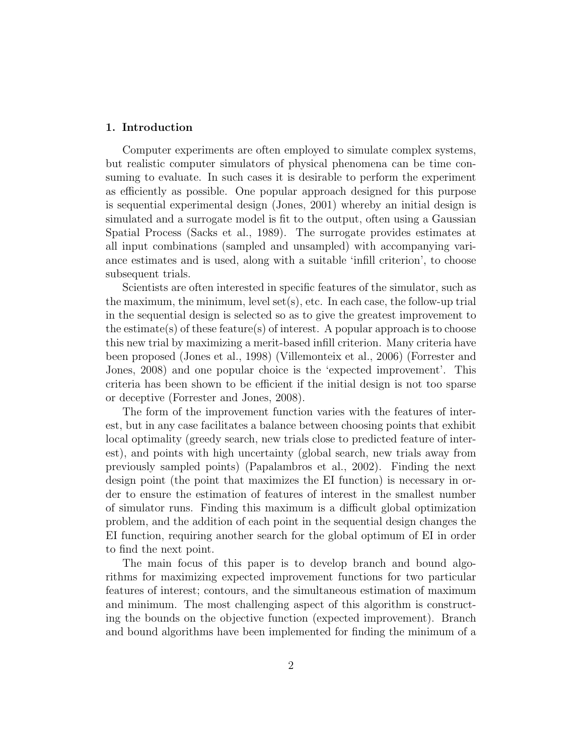## 1. Introduction

Computer experiments are often employed to simulate complex systems, but realistic computer simulators of physical phenomena can be time consuming to evaluate. In such cases it is desirable to perform the experiment as efficiently as possible. One popular approach designed for this purpose is sequential experimental design (Jones, 2001) whereby an initial design is simulated and a surrogate model is fit to the output, often using a Gaussian Spatial Process (Sacks et al., 1989). The surrogate provides estimates at all input combinations (sampled and unsampled) with accompanying variance estimates and is used, along with a suitable 'infill criterion', to choose subsequent trials.

Scientists are often interested in specific features of the simulator, such as the maximum, the minimum, level set(s), etc. In each case, the follow-up trial in the sequential design is selected so as to give the greatest improvement to the estimate(s) of these feature(s) of interest. A popular approach is to choose this new trial by maximizing a merit-based infill criterion. Many criteria have been proposed (Jones et al., 1998) (Villemonteix et al., 2006) (Forrester and Jones, 2008) and one popular choice is the 'expected improvement'. This criteria has been shown to be efficient if the initial design is not too sparse or deceptive (Forrester and Jones, 2008).

The form of the improvement function varies with the features of interest, but in any case facilitates a balance between choosing points that exhibit local optimality (greedy search, new trials close to predicted feature of interest), and points with high uncertainty (global search, new trials away from previously sampled points) (Papalambros et al., 2002). Finding the next design point (the point that maximizes the EI function) is necessary in order to ensure the estimation of features of interest in the smallest number of simulator runs. Finding this maximum is a difficult global optimization problem, and the addition of each point in the sequential design changes the EI function, requiring another search for the global optimum of EI in order to find the next point.

The main focus of this paper is to develop branch and bound algorithms for maximizing expected improvement functions for two particular features of interest; contours, and the simultaneous estimation of maximum and minimum. The most challenging aspect of this algorithm is constructing the bounds on the objective function (expected improvement). Branch and bound algorithms have been implemented for finding the minimum of a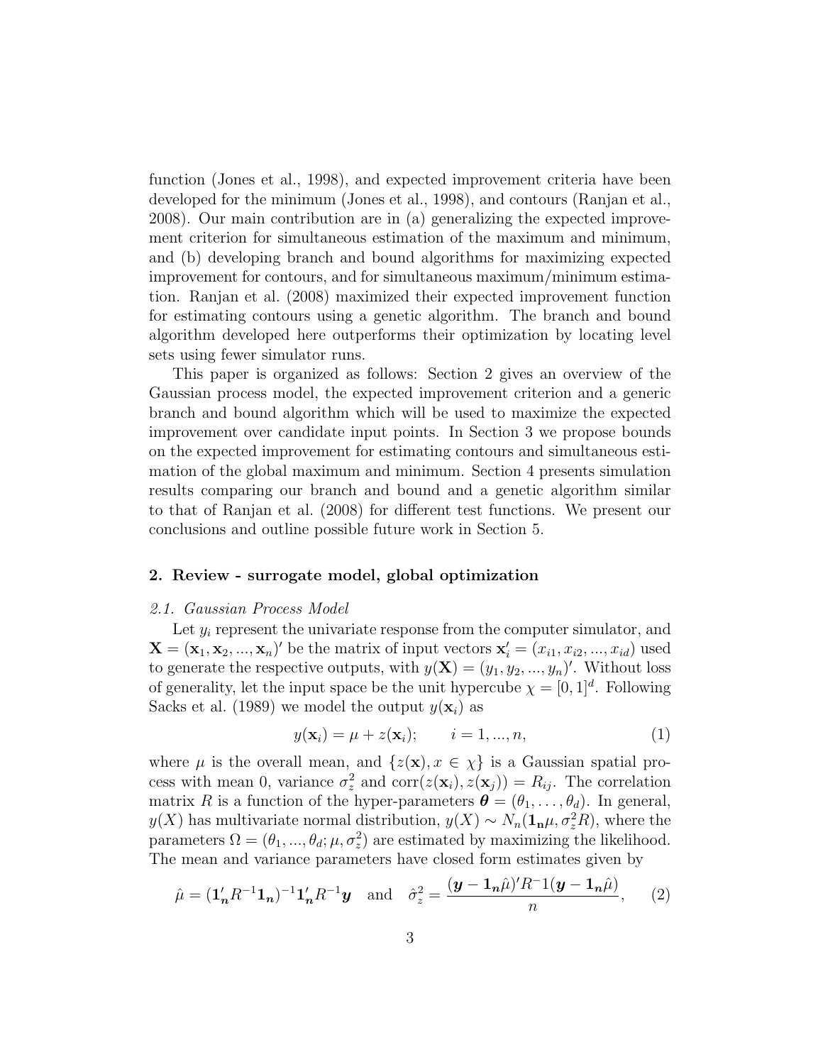function (Jones et al., 1998), and expected improvement criteria have been developed for the minimum (Jones et al., 1998), and contours (Ranjan et al., 2008). Our main contribution are in (a) generalizing the expected improvement criterion for simultaneous estimation of the maximum and minimum, and (b) developing branch and bound algorithms for maximizing expected improvement for contours, and for simultaneous maximum/minimum estimation. Ranjan et al. (2008) maximized their expected improvement function for estimating contours using a genetic algorithm. The branch and bound algorithm developed here outperforms their optimization by locating level sets using fewer simulator runs.

This paper is organized as follows: Section 2 gives an overview of the Gaussian process model, the expected improvement criterion and a generic branch and bound algorithm which will be used to maximize the expected improvement over candidate input points. In Section 3 we propose bounds on the expected improvement for estimating contours and simultaneous estimation of the global maximum and minimum. Section 4 presents simulation results comparing our branch and bound and a genetic algorithm similar to that of Ranjan et al. (2008) for different test functions. We present our conclusions and outline possible future work in Section 5.

## 2. Review - surrogate model, global optimization

### *2.1. Gaussian Process Model*

Let $y_i$ represent the univariate response from the computer simulator, and $\mathbf{X} = (\mathbf{x}_1, \mathbf{x}_2, ..., \mathbf{x}_n)'$ be the matrix of input vectors $\mathbf{x}_i' = (x_{i1}, x_{i2}, ..., x_{id})$ used to generate the respective outputs, with $y(\mathbf{X}) = (y_1, y_2, ..., y_n)'$. Without loss of generality, let the input space be the unit hypercube $\chi = [0, 1]^d$. Following Sacks et al. (1989) we model the output $y(\mathbf{x}_i)$ as

$$y(\mathbf{x}_i) = \mu + z(\mathbf{x}_i); \qquad i = 1, ..., n, \tag{1}$$

where $\mu$ is the overall mean, and $\{z(\mathbf{x}), x \in \chi\}$ is a Gaussian spatial process with mean 0, variance $\sigma_z^2$ and $\text{corr}(z(\mathbf{x}_i), z(\mathbf{x}_j)) = R_{ij}$. The correlation matrix $R$ is a function of the hyper-parameters $\boldsymbol{\theta} = (\theta_1, \ldots, \theta_d)$. In general, $y(X)$ has multivariate normal distribution, $y(X) \sim N_n(\mathbf{1_n}\mu, \sigma_z^2 R)$, where the parameters $\Omega = (\theta_1, ..., \theta_d; \mu, \sigma_z^2)$ are estimated by maximizing the likelihood. The mean and variance parameters have closed form estimates given by

$$\hat{\mu} = (\mathbf{1}_n' R^{-1} \mathbf{1}_n)^{-1} \mathbf{1}_n' R^{-1} \boldsymbol{y} \quad \text{and} \quad \hat{\sigma}_z^2 = \frac{(\boldsymbol{y} - \mathbf{1}_n \hat{\mu})' R^{-1} (\boldsymbol{y} - \mathbf{1}_n \hat{\mu})}{n}, \tag{2}$$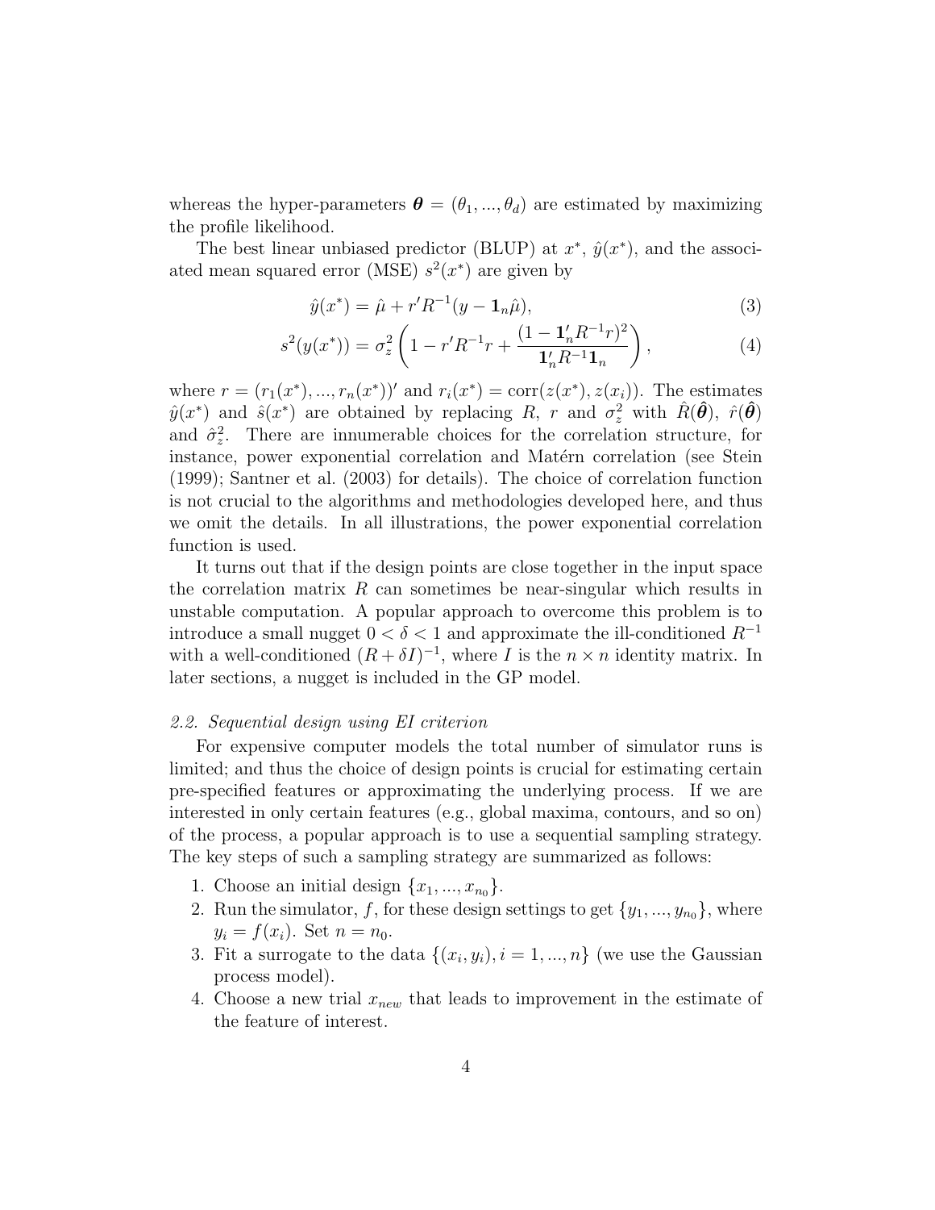whereas the hyper-parameters $\boldsymbol{\theta} = (\theta_1, ..., \theta_d)$ are estimated by maximizing the profile likelihood.

The best linear unbiased predictor (BLUP) at $x^*$, $\hat{y}(x^*)$, and the associated mean squared error (MSE) $s^2(x^*)$ are given by

$$\hat{y}(x^*) = \hat{\mu} + r' R^{-1}(y - \mathbf{1}_n \hat{\mu}), \tag{3}$$

$$s^2(y(x^*)) = \sigma_z^2 \left( 1 - r' R^{-1} r + \frac{(1 - \mathbf{1}_n' R^{-1} r)^2}{\mathbf{1}_n' R^{-1} \mathbf{1}_n} \right), \tag{4}$$

where $r = (r_1(x^*), ..., r_n(x^*))'$ and $r_i(x^*) = \mathrm{corr}(z(x^*), z(x_i))$. The estimates $\hat{y}(x^*)$ and $\hat{s}(x^*)$ are obtained by replacing $R$, $r$ and $\sigma_z^2$ with $\hat{R}(\hat{\boldsymbol{\theta}})$, $\hat{r}(\hat{\boldsymbol{\theta}})$ and $\hat{\sigma}_z^2$. There are innumerable choices for the correlation structure, for instance, power exponential correlation and Matérn correlation (see Stein (1999); Santner et al. (2003) for details). The choice of correlation function is not crucial to the algorithms and methodologies developed here, and thus we omit the details. In all illustrations, the power exponential correlation function is used.

It turns out that if the design points are close together in the input space the correlation matrix $R$ can sometimes be near-singular which results in unstable computation. A popular approach to overcome this problem is to introduce a small nugget $0 < \delta < 1$ and approximate the ill-conditioned $R^{-1}$ with a well-conditioned $(R + \delta I)^{-1}$, where $I$ is the $n \times n$ identity matrix. In later sections, a nugget is included in the GP model.

### *2.2. Sequential design using EI criterion*

For expensive computer models the total number of simulator runs is limited; and thus the choice of design points is crucial for estimating certain pre-specified features or approximating the underlying process. If we are interested in only certain features (e.g., global maxima, contours, and so on) of the process, a popular approach is to use a sequential sampling strategy. The key steps of such a sampling strategy are summarized as follows:

1. Choose an initial design $\{x_1, ..., x_{n_0}\}$.
2. Run the simulator, $f$, for these design settings to get $\{y_1, ..., y_{n_0}\}$, where $y_i = f(x_i)$. Set $n = n_0$.
3. Fit a surrogate to the data $\{(x_i, y_i), i = 1, ..., n\}$ (we use the Gaussian process model).
4. Choose a new trial $x_{new}$ that leads to improvement in the estimate of the feature of interest.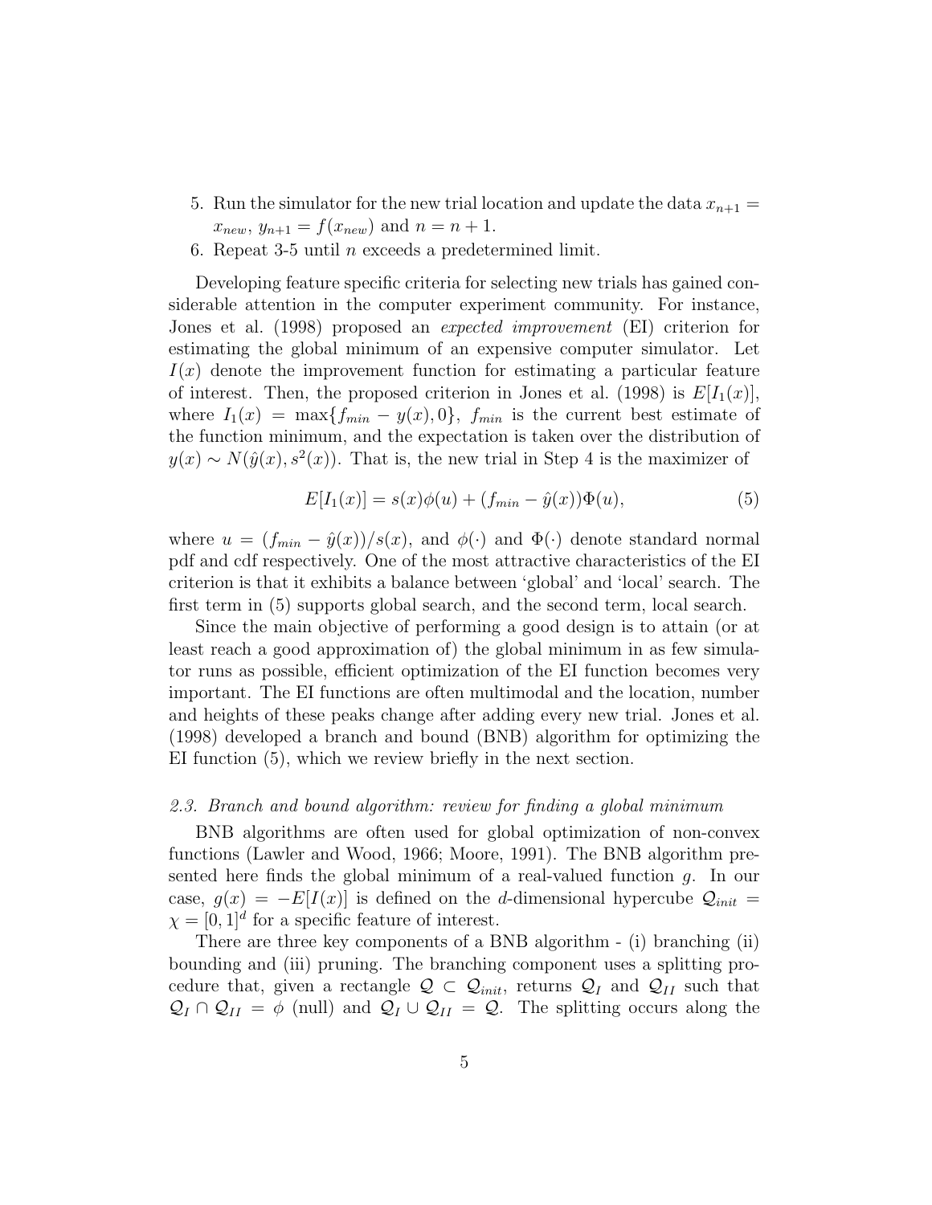5. Run the simulator for the new trial location and update the data $x_{n+1} = x_{new}$, $y_{n+1} = f(x_{new})$ and $n = n + 1$.
6. Repeat 3-5 until $n$ exceeds a predetermined limit.

Developing feature specific criteria for selecting new trials has gained considerable attention in the computer experiment community. For instance, Jones et al. (1998) proposed an *expected improvement* (EI) criterion for estimating the global minimum of an expensive computer simulator. Let $I(x)$ denote the improvement function for estimating a particular feature of interest. Then, the proposed criterion in Jones et al. (1998) is $E[I_1(x)]$, where $I_1(x) = \max\{f_{min} - y(x), 0\}$, $f_{min}$ is the current best estimate of the function minimum, and the expectation is taken over the distribution of $y(x) \sim N(\hat{y}(x), s^2(x))$. That is, the new trial in Step 4 is the maximizer of

$$E[I_1(x)] = s(x)\phi(u) + (f_{min} - \hat{y}(x))\Phi(u), \tag{5}$$

where $u = (f_{min} - \hat{y}(x))/s(x)$, and $\phi(\cdot)$ and $\Phi(\cdot)$ denote standard normal pdf and cdf respectively. One of the most attractive characteristics of the EI criterion is that it exhibits a balance between 'global' and 'local' search. The first term in (5) supports global search, and the second term, local search.

Since the main objective of performing a good design is to attain (or at least reach a good approximation of) the global minimum in as few simulator runs as possible, efficient optimization of the EI function becomes very important. The EI functions are often multimodal and the location, number and heights of these peaks change after adding every new trial. Jones et al. (1998) developed a branch and bound (BNB) algorithm for optimizing the EI function (5), which we review briefly in the next section.

### *2.3. Branch and bound algorithm: review for finding a global minimum*

BNB algorithms are often used for global optimization of non-convex functions (Lawler and Wood, 1966; Moore, 1991). The BNB algorithm presented here finds the global minimum of a real-valued function $g$. In our case, $g(x) = -E[I(x)]$ is defined on the $d$-dimensional hypercube $\mathcal{Q}_{init} = \chi = [0, 1]^d$ for a specific feature of interest.

There are three key components of a BNB algorithm - (i) branching (ii) bounding and (iii) pruning. The branching component uses a splitting procedure that, given a rectangle $\mathcal{Q} \subset \mathcal{Q}_{init}$, returns $\mathcal{Q}_I$ and $\mathcal{Q}_{II}$ such that $\mathcal{Q}_I \cap \mathcal{Q}_{II} = \phi$ (null) and $\mathcal{Q}_I \cup \mathcal{Q}_{II} = \mathcal{Q}$. The splitting occurs along the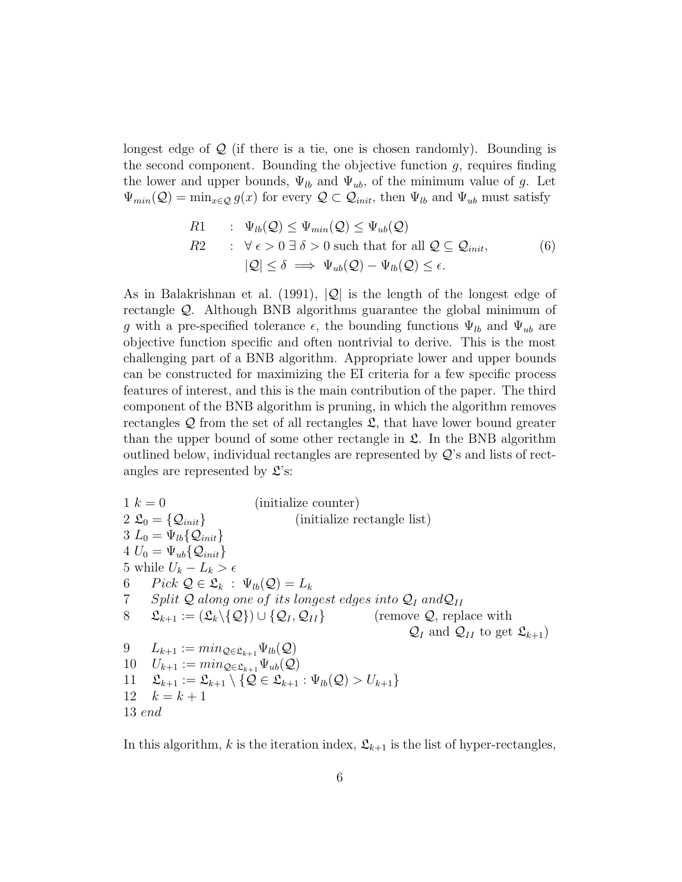longest edge of $\mathcal{Q}$ (if there is a tie, one is chosen randomly). Bounding is the second component. Bounding the objective function $g$, requires finding the lower and upper bounds, $\Psi_{lb}$ and $\Psi_{ub}$, of the minimum value of $g$. Let $\Psi_{min}(\mathcal{Q}) = \min_{x \in \mathcal{Q}} g(x)$ for every $\mathcal{Q} \subset \mathcal{Q}_{init}$, then $\Psi_{lb}$ and $\Psi_{ub}$ must satisfy

$$
\begin{aligned}
R1 \quad &: \; \Psi_{lb}(\mathcal{Q}) \leq \Psi_{min}(\mathcal{Q}) \leq \Psi_{ub}(\mathcal{Q}) \\
R2 \quad &: \; \forall \, \epsilon > 0 \; \exists \, \delta > 0 \text{ such that for all } \mathcal{Q} \subseteq \mathcal{Q}_{init}, \\
&\quad\; |\mathcal{Q}| \leq \delta \implies \Psi_{ub}(\mathcal{Q}) - \Psi_{lb}(\mathcal{Q}) \leq \epsilon.
\end{aligned} \tag{6}
$$

As in Balakrishnan et al. (1991), $|\mathcal{Q}|$ is the length of the longest edge of rectangle $\mathcal{Q}$. Although BNB algorithms guarantee the global minimum of $g$ with a pre-specified tolerance $\epsilon$, the bounding functions $\Psi_{lb}$ and $\Psi_{ub}$ are objective function specific and often nontrivial to derive. This is the most challenging part of a BNB algorithm. Appropriate lower and upper bounds can be constructed for maximizing the EI criteria for a few specific process features of interest, and this is the main contribution of the paper. The third component of the BNB algorithm is pruning, in which the algorithm removes rectangles $\mathcal{Q}$ from the set of all rectangles $\mathfrak{L}$, that have lower bound greater than the upper bound of some other rectangle in $\mathfrak{L}$. In the BNB algorithm outlined below, individual rectangles are represented by $\mathcal{Q}$'s and lists of rectangles are represented by $\mathfrak{L}$'s:

1 $k = 0$ (initialize counter)  
2 $\mathfrak{L}_0 = \{\mathcal{Q}_{init}\}$ (initialize rectangle list)  
3 $L_0 = \Psi_{lb}\{\mathcal{Q}_{init}\}$  
4 $U_0 = \Psi_{ub}\{\mathcal{Q}_{init}\}$  
5 while $U_k - L_k > \epsilon$  
6 $\quad$ *Pick* $\mathcal{Q} \in \mathfrak{L}_k \; : \; \Psi_{lb}(\mathcal{Q}) = L_k$  
7 $\quad$ *Split* $\mathcal{Q}$ *along one of its longest edges into* $\mathcal{Q}_I$ *and* $\mathcal{Q}_{II}$  
8 $\quad$ $\mathfrak{L}_{k+1} := (\mathfrak{L}_k \backslash \{\mathcal{Q}\}) \cup \{\mathcal{Q}_I, \mathcal{Q}_{II}\}$ (remove $\mathcal{Q}$, replace with $\mathcal{Q}_I$ and $\mathcal{Q}_{II}$ to get $\mathfrak{L}_{k+1}$)  
9 $\quad$ $L_{k+1} := min_{\mathcal{Q} \in \mathfrak{L}_{k+1}} \Psi_{lb}(\mathcal{Q})$  
10 $\quad$ $U_{k+1} := min_{\mathcal{Q} \in \mathfrak{L}_{k+1}} \Psi_{ub}(\mathcal{Q})$  
11 $\quad$ $\mathfrak{L}_{k+1} := \mathfrak{L}_{k+1} \setminus \{\mathcal{Q} \in \mathfrak{L}_{k+1} : \Psi_{lb}(\mathcal{Q}) > U_{k+1}\}$  
12 $\quad$ $k = k + 1$  
13 *end*

In this algorithm, $k$ is the iteration index, $\mathfrak{L}_{k+1}$ is the list of hyper-rectangles,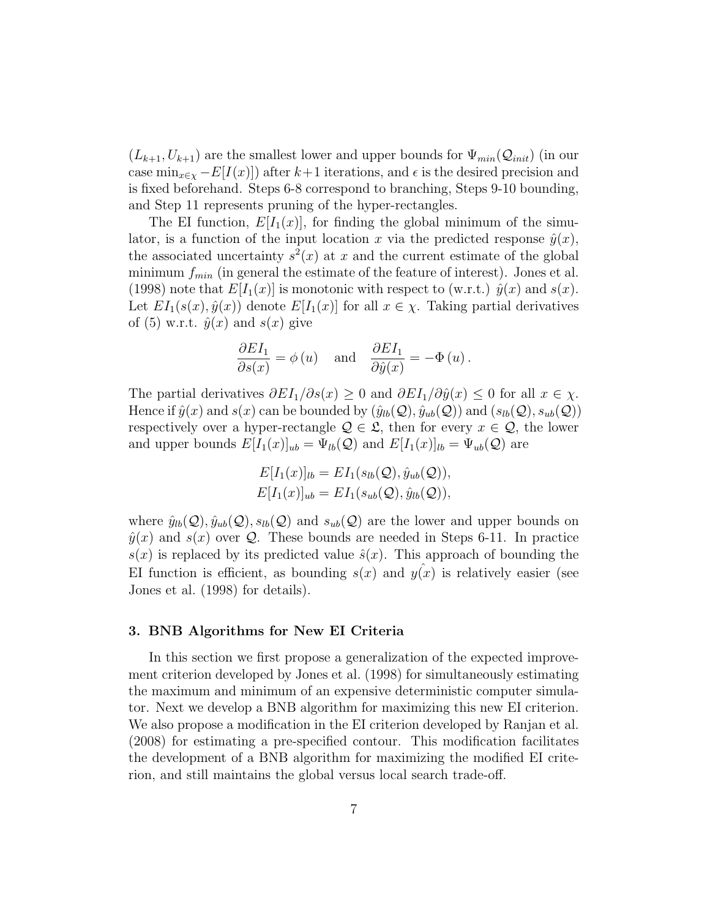$(L_{k+1}, U_{k+1})$ are the smallest lower and upper bounds for $\Psi_{min}(\mathcal{Q}_{init})$ (in our case $\min_{x\in\chi} -E[I(x)]$) after $k+1$ iterations, and $\epsilon$ is the desired precision and is fixed beforehand. Steps 6-8 correspond to branching, Steps 9-10 bounding, and Step 11 represents pruning of the hyper-rectangles.

The EI function, $E[I_1(x)]$, for finding the global minimum of the simulator, is a function of the input location $x$ via the predicted response $\hat{y}(x)$, the associated uncertainty $s^2(x)$ at $x$ and the current estimate of the global minimum $f_{min}$ (in general the estimate of the feature of interest). Jones et al. (1998) note that $E[I_1(x)]$ is monotonic with respect to (w.r.t.) $\hat{y}(x)$ and $s(x)$. Let $EI_1(s(x), \hat{y}(x))$ denote $E[I_1(x)]$ for all $x \in \chi$. Taking partial derivatives of (5) w.r.t. $\hat{y}(x)$ and $s(x)$ give

$$\frac{\partial EI_1}{\partial s(x)} = \phi(u) \quad \text{and} \quad \frac{\partial EI_1}{\partial \hat{y}(x)} = -\Phi(u).$$

The partial derivatives $\partial EI_1/\partial s(x) \geq 0$ and $\partial EI_1/\partial \hat{y}(x) \leq 0$ for all $x \in \chi$. Hence if $\hat{y}(x)$ and $s(x)$ can be bounded by $(\hat{y}_{lb}(\mathcal{Q}), \hat{y}_{ub}(\mathcal{Q}))$ and $(s_{lb}(\mathcal{Q}), s_{ub}(\mathcal{Q}))$ respectively over a hyper-rectangle $\mathcal{Q} \in \mathfrak{L}$, then for every $x \in \mathcal{Q}$, the lower and upper bounds $E[I_1(x)]_{ub} = \Psi_{lb}(\mathcal{Q})$ and $E[I_1(x)]_{lb} = \Psi_{ub}(\mathcal{Q})$ are

$$E[I_1(x)]_{lb} = EI_1(s_{lb}(\mathcal{Q}), \hat{y}_{ub}(\mathcal{Q})),$$
$$E[I_1(x)]_{ub} = EI_1(s_{ub}(\mathcal{Q}), \hat{y}_{lb}(\mathcal{Q})),$$

where $\hat{y}_{lb}(\mathcal{Q}), \hat{y}_{ub}(\mathcal{Q}), s_{lb}(\mathcal{Q})$ and $s_{ub}(\mathcal{Q})$ are the lower and upper bounds on $\hat{y}(x)$ and $s(x)$ over $\mathcal{Q}$. These bounds are needed in Steps 6-11. In practice $s(x)$ is replaced by its predicted value $\hat{s}(x)$. This approach of bounding the EI function is efficient, as bounding $s(x)$ and $\hat{y(x)}$ is relatively easier (see Jones et al. (1998) for details).

### 3. BNB Algorithms for New EI Criteria

In this section we first propose a generalization of the expected improvement criterion developed by Jones et al. (1998) for simultaneously estimating the maximum and minimum of an expensive deterministic computer simulator. Next we develop a BNB algorithm for maximizing this new EI criterion. We also propose a modification in the EI criterion developed by Ranjan et al. (2008) for estimating a pre-specified contour. This modification facilitates the development of a BNB algorithm for maximizing the modified EI criterion, and still maintains the global versus local search trade-off.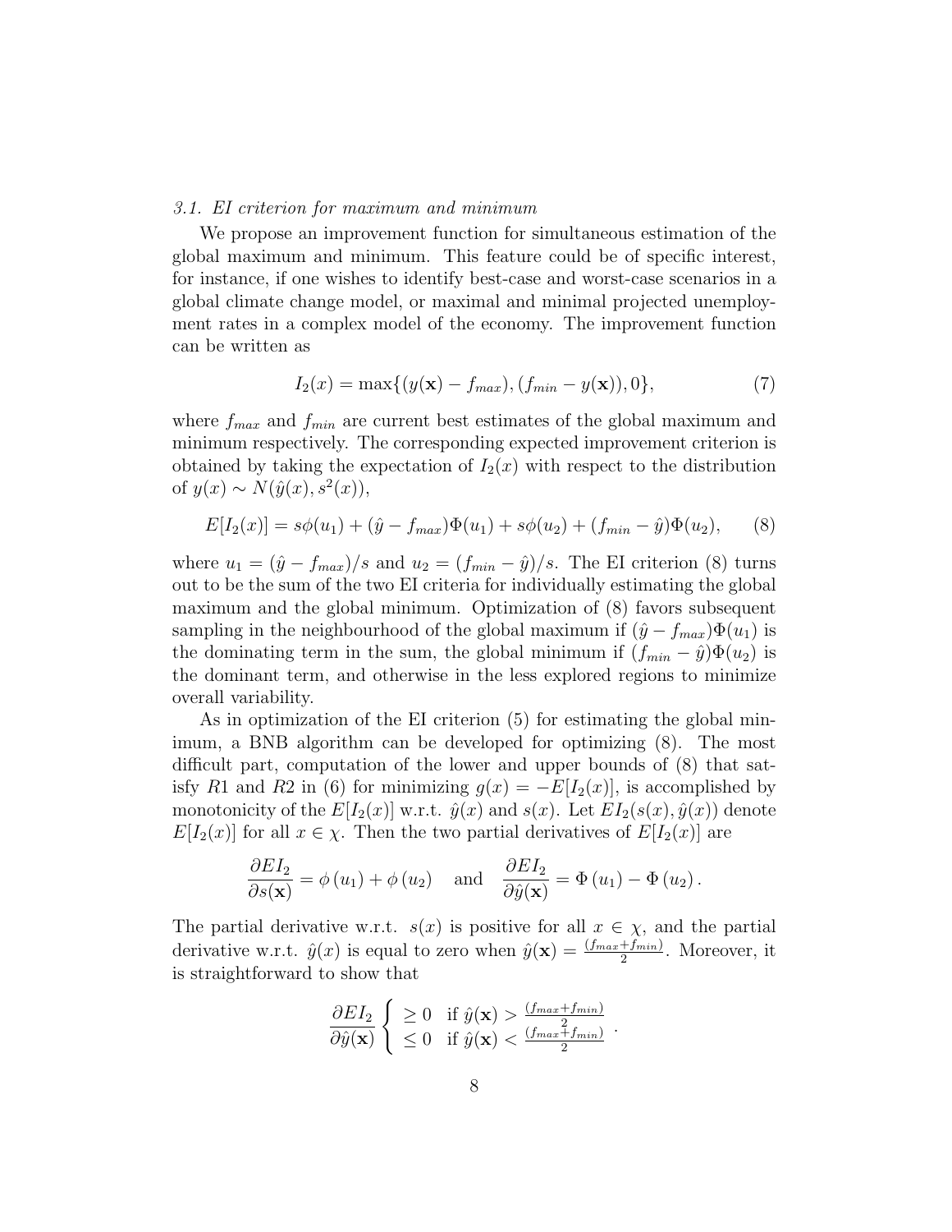### *3.1. EI criterion for maximum and minimum*

We propose an improvement function for simultaneous estimation of the global maximum and minimum. This feature could be of specific interest, for instance, if one wishes to identify best-case and worst-case scenarios in a global climate change model, or maximal and minimal projected unemployment rates in a complex model of the economy. The improvement function can be written as

$$I_2(x) = \max\{(y(\mathbf{x}) - f_{max}), (f_{min} - y(\mathbf{x})), 0\}, \tag{7}$$

where $f_{max}$ and $f_{min}$ are current best estimates of the global maximum and minimum respectively. The corresponding expected improvement criterion is obtained by taking the expectation of $I_2(x)$ with respect to the distribution of $y(x) \sim N(\hat{y}(x), s^2(x))$,

$$E[I_2(x)] = s\phi(u_1) + (\hat{y} - f_{max})\Phi(u_1) + s\phi(u_2) + (f_{min} - \hat{y})\Phi(u_2), \tag{8}$$

where $u_1 = (\hat{y} - f_{max})/s$ and $u_2 = (f_{min} - \hat{y})/s$. The EI criterion (8) turns out to be the sum of the two EI criteria for individually estimating the global maximum and the global minimum. Optimization of (8) favors subsequent sampling in the neighbourhood of the global maximum if $(\hat{y} - f_{max})\Phi(u_1)$ is the dominating term in the sum, the global minimum if $(f_{min} - \hat{y})\Phi(u_2)$ is the dominant term, and otherwise in the less explored regions to minimize overall variability.

As in optimization of the EI criterion (5) for estimating the global minimum, a BNB algorithm can be developed for optimizing (8). The most difficult part, computation of the lower and upper bounds of (8) that satisfy $R1$ and $R2$ in (6) for minimizing $g(x) = -E[I_2(x)]$, is accomplished by monotonicity of the $E[I_2(x)]$ w.r.t. $\hat{y}(x)$ and $s(x)$. Let $EI_2(s(x), \hat{y}(x))$ denote $E[I_2(x)]$ for all $x \in \chi$. Then the two partial derivatives of $E[I_2(x)]$ are

$$\frac{\partial EI_2}{\partial s(\mathbf{x})} = \phi(u_1) + \phi(u_2) \quad \text{and} \quad \frac{\partial EI_2}{\partial \hat{y}(\mathbf{x})} = \Phi(u_1) - \Phi(u_2).$$

The partial derivative w.r.t. $s(x)$ is positive for all $x \in \chi$, and the partial derivative w.r.t. $\hat{y}(x)$ is equal to zero when $\hat{y}(\mathbf{x}) = \frac{(f_{max}+f_{min})}{2}$. Moreover, it is straightforward to show that

$$\frac{\partial EI_2}{\partial \hat{y}(\mathbf{x})} \begin{cases} \geq 0 & \text{if } \hat{y}(\mathbf{x}) > \frac{(f_{max}+f_{min})}{2} \\ \leq 0 & \text{if } \hat{y}(\mathbf{x}) < \frac{(f_{max}+f_{min})}{2} \end{cases}.$$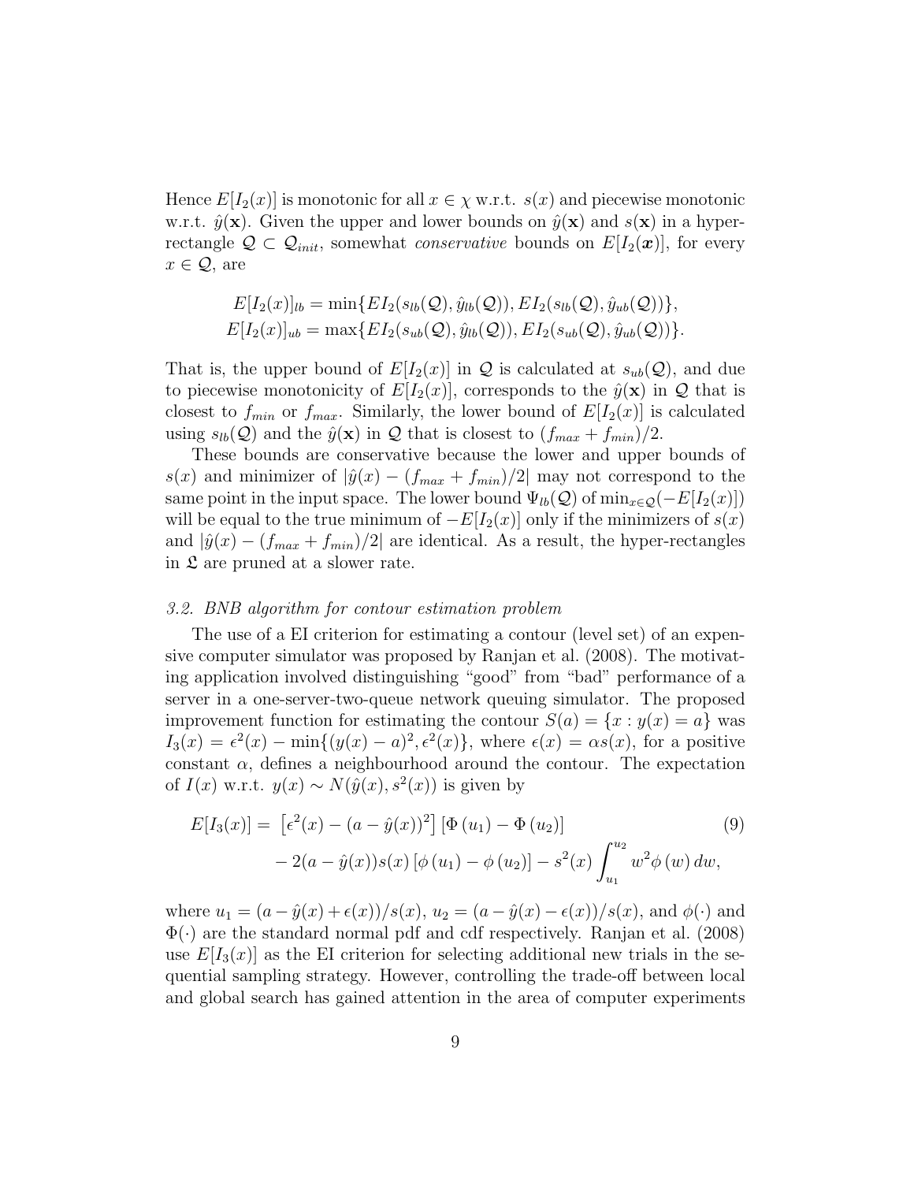Hence $E[I_2(x)]$ is monotonic for all $x \in \chi$ w.r.t. $s(x)$ and piecewise monotonic w.r.t. $\hat{y}(\mathbf{x})$. Given the upper and lower bounds on $\hat{y}(\mathbf{x})$ and $s(\mathbf{x})$ in a hyper-rectangle $\mathcal{Q} \subset \mathcal{Q}_{init}$, somewhat *conservative* bounds on $E[I_2(\boldsymbol{x})]$, for every $x \in \mathcal{Q}$, are

$$E[I_2(x)]_{lb} = \min\{EI_2(s_{lb}(\mathcal{Q}), \hat{y}_{lb}(\mathcal{Q})), EI_2(s_{lb}(\mathcal{Q}), \hat{y}_{ub}(\mathcal{Q}))\},$$
$$E[I_2(x)]_{ub} = \max\{EI_2(s_{ub}(\mathcal{Q}), \hat{y}_{lb}(\mathcal{Q})), EI_2(s_{ub}(\mathcal{Q}), \hat{y}_{ub}(\mathcal{Q}))\}.$$

That is, the upper bound of $E[I_2(x)]$ in $\mathcal{Q}$ is calculated at $s_{ub}(\mathcal{Q})$, and due to piecewise monotonicity of $E[I_2(x)]$, corresponds to the $\hat{y}(\mathbf{x})$ in $\mathcal{Q}$ that is closest to $f_{min}$ or $f_{max}$. Similarly, the lower bound of $E[I_2(x)]$ is calculated using $s_{lb}(\mathcal{Q})$ and the $\hat{y}(\mathbf{x})$ in $\mathcal{Q}$ that is closest to $(f_{max} + f_{min})/2$.

These bounds are conservative because the lower and upper bounds of $s(x)$ and minimizer of $|\hat{y}(x) - (f_{max} + f_{min})/2|$ may not correspond to the same point in the input space. The lower bound $\Psi_{lb}(\mathcal{Q})$ of $\min_{x \in \mathcal{Q}}(-E[I_2(x)])$ will be equal to the true minimum of $-E[I_2(x)]$ only if the minimizers of $s(x)$ and $|\hat{y}(x) - (f_{max} + f_{min})/2|$ are identical. As a result, the hyper-rectangles in $\mathfrak{L}$ are pruned at a slower rate.

### *3.2. BNB algorithm for contour estimation problem*

The use of a EI criterion for estimating a contour (level set) of an expensive computer simulator was proposed by Ranjan et al. (2008). The motivating application involved distinguishing "good" from "bad" performance of a server in a one-server-two-queue network queuing simulator. The proposed improvement function for estimating the contour $S(a) = \{x : y(x) = a\}$ was $I_3(x) = \epsilon^2(x) - \min\{(y(x) - a)^2, \epsilon^2(x)\}$, where $\epsilon(x) = \alpha s(x)$, for a positive constant $\alpha$, defines a neighbourhood around the contour. The expectation of $I(x)$ w.r.t. $y(x) \sim N(\hat{y}(x), s^2(x))$ is given by

$$\begin{aligned} E[I_3(x)] = &\left[\epsilon^2(x) - (a - \hat{y}(x))^2\right] \left[\Phi(u_1) - \Phi(u_2)\right] \\ &- 2(a - \hat{y}(x))s(x) \left[\phi(u_1) - \phi(u_2)\right] - s^2(x) \int_{u_1}^{u_2} w^2 \phi(w)\, dw, \end{aligned} \tag{9}$$

where $u_1 = (a - \hat{y}(x) + \epsilon(x))/s(x)$, $u_2 = (a - \hat{y}(x) - \epsilon(x))/s(x)$, and $\phi(\cdot)$ and $\Phi(\cdot)$ are the standard normal pdf and cdf respectively. Ranjan et al. (2008) use $E[I_3(x)]$ as the EI criterion for selecting additional new trials in the sequential sampling strategy. However, controlling the trade-off between local and global search has gained attention in the area of computer experiments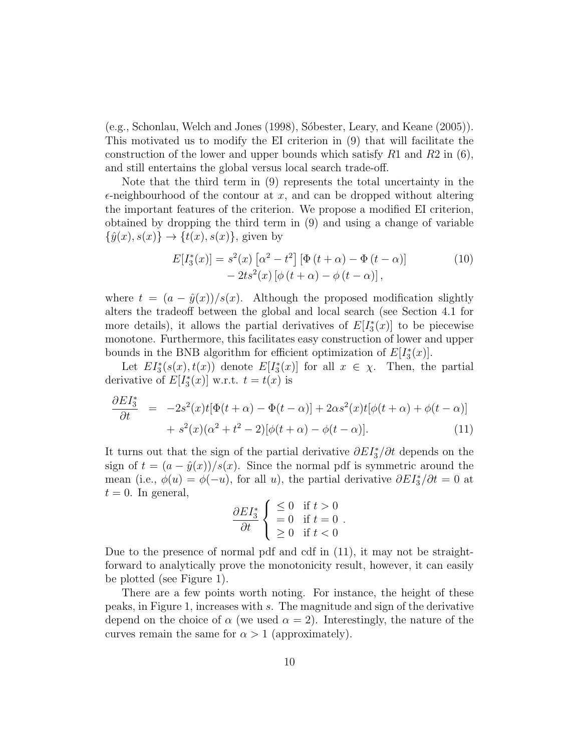(e.g., Schonlau, Welch and Jones (1998), Sóbester, Leary, and Keane (2005)). This motivated us to modify the EI criterion in (9) that will facilitate the construction of the lower and upper bounds which satisfy $R1$ and $R2$ in (6), and still entertains the global versus local search trade-off.

Note that the third term in (9) represents the total uncertainty in the $\epsilon$-neighbourhood of the contour at $x$, and can be dropped without altering the important features of the criterion. We propose a modified EI criterion, obtained by dropping the third term in (9) and using a change of variable $\{\hat{y}(x), s(x)\} \rightarrow \{t(x), s(x)\}$, given by

$$E[I_3^*(x)] = s^2(x)\left[\alpha^2 - t^2\right]\left[\Phi\left(t+\alpha\right) - \Phi\left(t-\alpha\right)\right] \\ - 2ts^2(x)\left[\phi\left(t+\alpha\right) - \phi\left(t-\alpha\right)\right], \tag{10}$$

where $t = (a - \hat{y}(x))/s(x)$. Although the proposed modification slightly alters the tradeoff between the global and local search (see Section 4.1 for more details), it allows the partial derivatives of $E[I_3^*(x)]$ to be piecewise monotone. Furthermore, this facilitates easy construction of lower and upper bounds in the BNB algorithm for efficient optimization of $E[I_3^*(x)]$.

Let $EI_3^*(s(x), t(x))$ denote $E[I_3^*(x)]$ for all $x \in \chi$. Then, the partial derivative of $E[I_3^*(x)]$ w.r.t. $t = t(x)$ is

$$\begin{aligned}\frac{\partial EI_3^*}{\partial t} &= -2s^2(x)t[\Phi(t+\alpha) - \Phi(t-\alpha)] + 2\alpha s^2(x)t[\phi(t+\alpha) + \phi(t-\alpha)] \\ &\quad + s^2(x)(\alpha^2 + t^2 - 2)[\phi(t+\alpha) - \phi(t-\alpha)].\end{aligned} \tag{11}$$

It turns out that the sign of the partial derivative $\partial EI_3^*/\partial t$ depends on the sign of $t = (a - \hat{y}(x))/s(x)$. Since the normal pdf is symmetric around the mean (i.e., $\phi(u) = \phi(-u)$, for all $u$), the partial derivative $\partial EI_3^*/\partial t = 0$ at $t = 0$. In general,

$$\frac{\partial EI_3^*}{\partial t}\begin{cases} \leq 0 & \text{if } t > 0 \\ = 0 & \text{if } t = 0 \\ \geq 0 & \text{if } t < 0 \end{cases}.$$

Due to the presence of normal pdf and cdf in (11), it may not be straightforward to analytically prove the monotonicity result, however, it can easily be plotted (see Figure 1).

There are a few points worth noting. For instance, the height of these peaks, in Figure 1, increases with $s$. The magnitude and sign of the derivative depend on the choice of $\alpha$ (we used $\alpha = 2$). Interestingly, the nature of the curves remain the same for $\alpha > 1$ (approximately).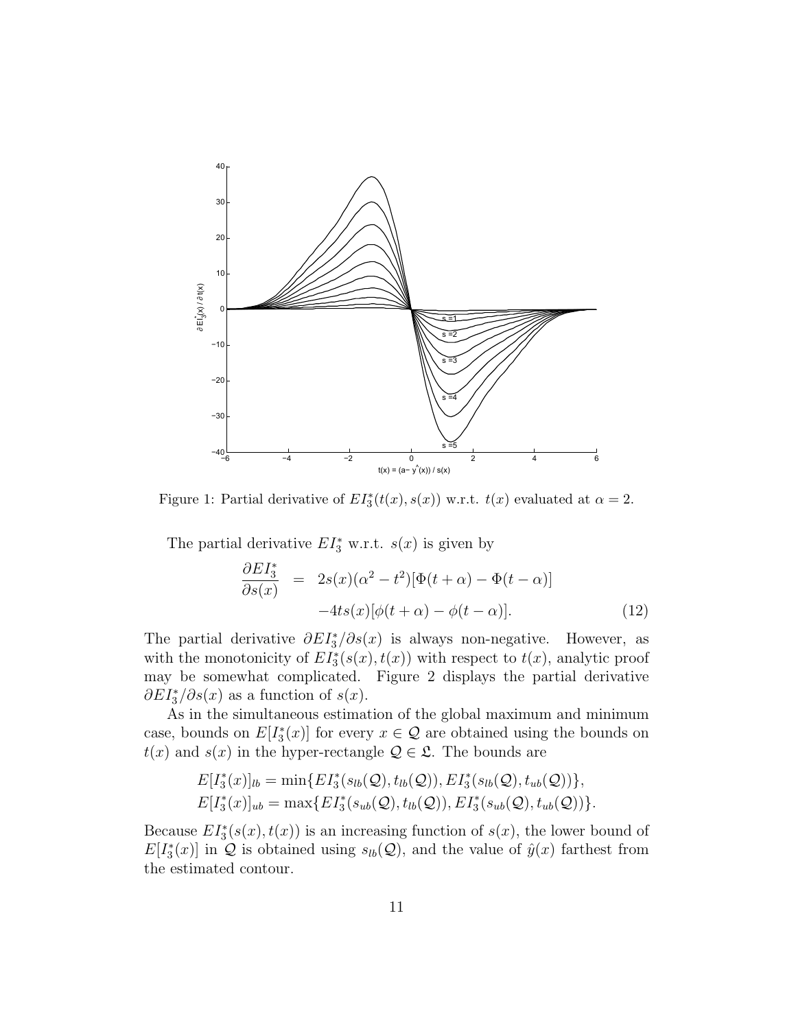Figure 1: Partial derivative of $EI_3^*(t(x), s(x))$ w.r.t. $t(x)$ evaluated at $\alpha = 2$.

The partial derivative $EI_3^*$ w.r.t. $s(x)$ is given by

$$
\begin{aligned}
\frac{\partial EI_3^*}{\partial s(x)} &= 2s(x)(\alpha^2 - t^2)[\Phi(t+\alpha) - \Phi(t-\alpha)] \\
&\quad -4ts(x)[\phi(t+\alpha) - \phi(t-\alpha)]. \qquad (12)
\end{aligned}
$$

The partial derivative $\partial EI_3^*/\partial s(x)$ is always non-negative. However, as with the monotonicity of $EI_3^*(s(x), t(x))$ with respect to $t(x)$, analytic proof may be somewhat complicated. Figure 2 displays the partial derivative $\partial EI_3^*/\partial s(x)$ as a function of $s(x)$.

As in the simultaneous estimation of the global maximum and minimum case, bounds on $E[I_3^*(x)]$ for every $x \in \mathcal{Q}$ are obtained using the bounds on $t(x)$ and $s(x)$ in the hyper-rectangle $\mathcal{Q} \in \mathfrak{L}$. The bounds are

$$
E[I_3^*(x)]_{lb} = \min\{EI_3^*(s_{lb}(\mathcal{Q}), t_{lb}(\mathcal{Q})), EI_3^*(s_{lb}(\mathcal{Q}), t_{ub}(\mathcal{Q}))\},
$$
$$
E[I_3^*(x)]_{ub} = \max\{EI_3^*(s_{ub}(\mathcal{Q}), t_{lb}(\mathcal{Q})), EI_3^*(s_{ub}(\mathcal{Q}), t_{ub}(\mathcal{Q}))\}.
$$

Because $EI_3^*(s(x), t(x))$ is an increasing function of $s(x)$, the lower bound of $E[I_3^*(x)]$ in $\mathcal{Q}$ is obtained using $s_{lb}(\mathcal{Q})$, and the value of $\hat{y}(x)$ farthest from the estimated contour.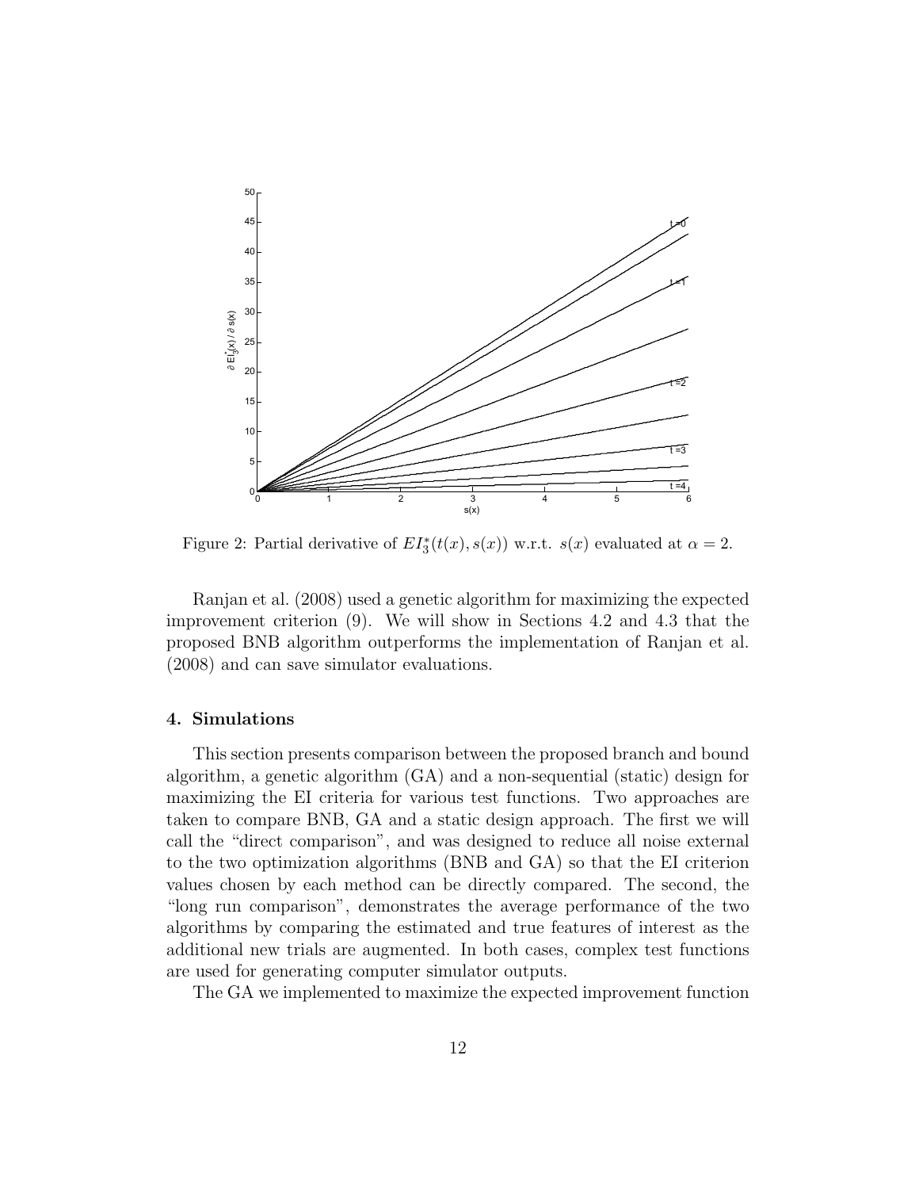Figure 2: Partial derivative of $EI_3^*(t(x), s(x))$ w.r.t. $s(x)$ evaluated at $\alpha = 2$.

Ranjan et al. (2008) used a genetic algorithm for maximizing the expected improvement criterion (9). We will show in Sections 4.2 and 4.3 that the proposed BNB algorithm outperforms the implementation of Ranjan et al. (2008) and can save simulator evaluations.

## 4. Simulations

This section presents comparison between the proposed branch and bound algorithm, a genetic algorithm (GA) and a non-sequential (static) design for maximizing the EI criteria for various test functions. Two approaches are taken to compare BNB, GA and a static design approach. The first we will call the "direct comparison", and was designed to reduce all noise external to the two optimization algorithms (BNB and GA) so that the EI criterion values chosen by each method can be directly compared. The second, the "long run comparison", demonstrates the average performance of the two algorithms by comparing the estimated and true features of interest as the additional new trials are augmented. In both cases, complex test functions are used for generating computer simulator outputs.

The GA we implemented to maximize the expected improvement function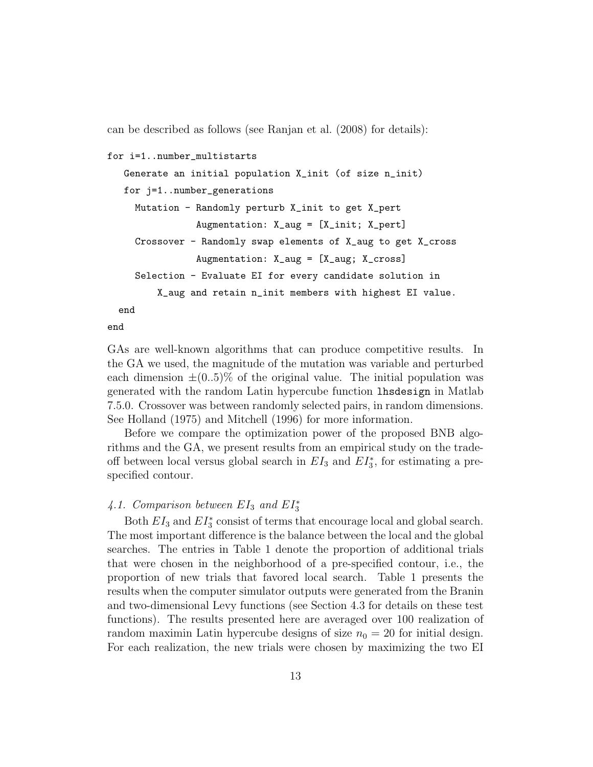can be described as follows (see Ranjan et al. (2008) for details):

```
for i=1..number_multistarts
   Generate an initial population X_init (of size n_init)
   for j=1..number_generations
     Mutation - Randomly perturb X_init to get X_pert
                Augmentation: X_aug = [X_init; X_pert]
     Crossover - Randomly swap elements of X_aug to get X_cross
                Augmentation: X_aug = [X_aug; X_cross]
     Selection - Evaluate EI for every candidate solution in
         X_aug and retain n_init members with highest EI value.
  end
end
```

GAs are well-known algorithms that can produce competitive results. In the GA we used, the magnitude of the mutation was variable and perturbed each dimension $\pm(0..5)\%$ of the original value. The initial population was generated with the random Latin hypercube function `lhsdesign` in Matlab 7.5.0. Crossover was between randomly selected pairs, in random dimensions. See Holland (1975) and Mitchell (1996) for more information.

Before we compare the optimization power of the proposed BNB algorithms and the GA, we present results from an empirical study on the trade-off between local versus global search in $EI_3$ and $EI_3^*$, for estimating a pre-specified contour.

### *4.1. Comparison between $EI_3$ and $EI_3^*$*

Both $EI_3$ and $EI_3^*$ consist of terms that encourage local and global search. The most important difference is the balance between the local and the global searches. The entries in Table 1 denote the proportion of additional trials that were chosen in the neighborhood of a pre-specified contour, i.e., the proportion of new trials that favored local search. Table 1 presents the results when the computer simulator outputs were generated from the Branin and two-dimensional Levy functions (see Section 4.3 for details on these test functions). The results presented here are averaged over 100 realization of random maximin Latin hypercube designs of size $n_0 = 20$ for initial design. For each realization, the new trials were chosen by maximizing the two EI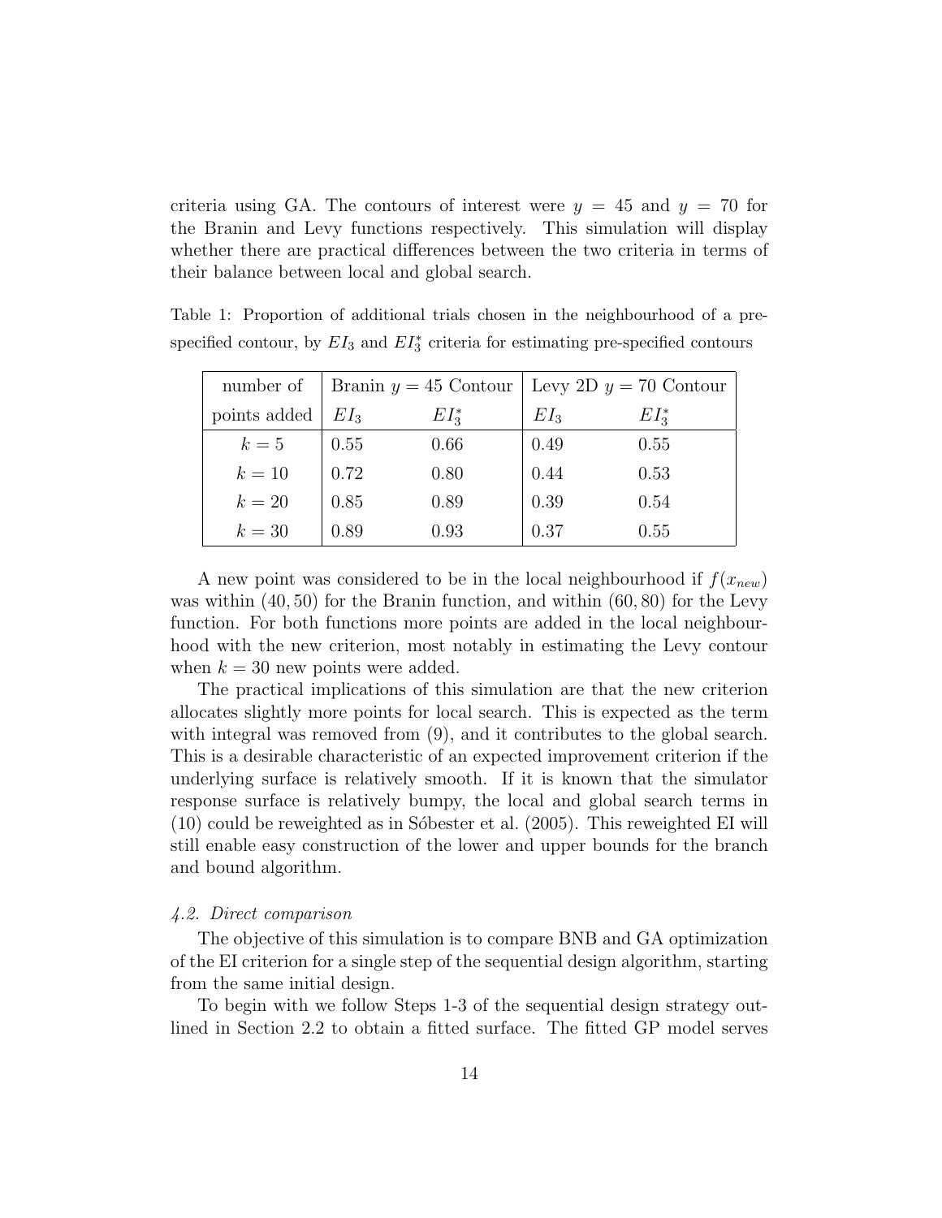criteria using GA. The contours of interest were $y = 45$ and $y = 70$ for the Branin and Levy functions respectively. This simulation will display whether there are practical differences between the two criteria in terms of their balance between local and global search.

Table 1: Proportion of additional trials chosen in the neighbourhood of a pre-specified contour, by $EI_3$ and $EI_3^*$ criteria for estimating pre-specified contours

| number of points added | Branin $y = 45$ Contour | | Levy 2D $y = 70$ Contour | |
|---|---|---|---|---|
| | $EI_3$ | $EI_3^*$ | $EI_3$ | $EI_3^*$ |
| $k = 5$ | 0.55 | 0.66 | 0.49 | 0.55 |
| $k = 10$ | 0.72 | 0.80 | 0.44 | 0.53 |
| $k = 20$ | 0.85 | 0.89 | 0.39 | 0.54 |
| $k = 30$ | 0.89 | 0.93 | 0.37 | 0.55 |

A new point was considered to be in the local neighbourhood if $f(x_{new})$ was within $(40, 50)$ for the Branin function, and within $(60, 80)$ for the Levy function. For both functions more points are added in the local neighbourhood with the new criterion, most notably in estimating the Levy contour when $k = 30$ new points were added.

The practical implications of this simulation are that the new criterion allocates slightly more points for local search. This is expected as the term with integral was removed from (9), and it contributes to the global search. This is a desirable characteristic of an expected improvement criterion if the underlying surface is relatively smooth. If it is known that the simulator response surface is relatively bumpy, the local and global search terms in (10) could be reweighted as in Sóbester et al. (2005). This reweighted EI will still enable easy construction of the lower and upper bounds for the branch and bound algorithm.

### *4.2. Direct comparison*

The objective of this simulation is to compare BNB and GA optimization of the EI criterion for a single step of the sequential design algorithm, starting from the same initial design.

To begin with we follow Steps 1-3 of the sequential design strategy outlined in Section 2.2 to obtain a fitted surface. The fitted GP model serves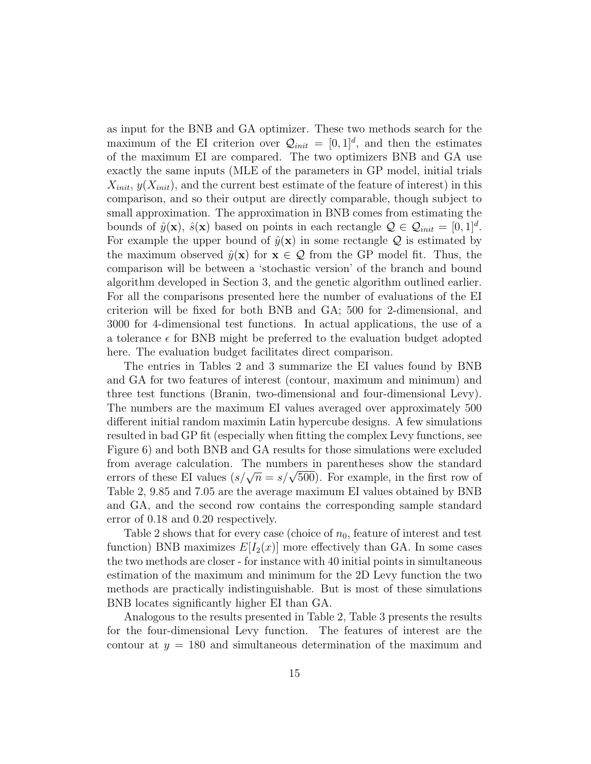as input for the BNB and GA optimizer. These two methods search for the maximum of the EI criterion over $\mathcal{Q}_{init} = [0,1]^d$, and then the estimates of the maximum EI are compared. The two optimizers BNB and GA use exactly the same inputs (MLE of the parameters in GP model, initial trials $X_{init}$, $y(X_{init})$, and the current best estimate of the feature of interest) in this comparison, and so their output are directly comparable, though subject to small approximation. The approximation in BNB comes from estimating the bounds of $\hat{y}(\mathbf{x})$, $\hat{s}(\mathbf{x})$ based on points in each rectangle $\mathcal{Q} \in \mathcal{Q}_{init} = [0,1]^d$. For example the upper bound of $\hat{y}(\mathbf{x})$ in some rectangle $\mathcal{Q}$ is estimated by the maximum observed $\hat{y}(\mathbf{x})$ for $\mathbf{x} \in \mathcal{Q}$ from the GP model fit. Thus, the comparison will be between a 'stochastic version' of the branch and bound algorithm developed in Section 3, and the genetic algorithm outlined earlier. For all the comparisons presented here the number of evaluations of the EI criterion will be fixed for both BNB and GA; 500 for 2-dimensional, and 3000 for 4-dimensional test functions. In actual applications, the use of a a tolerance $\epsilon$ for BNB might be preferred to the evaluation budget adopted here. The evaluation budget facilitates direct comparison.

The entries in Tables 2 and 3 summarize the EI values found by BNB and GA for two features of interest (contour, maximum and minimum) and three test functions (Branin, two-dimensional and four-dimensional Levy). The numbers are the maximum EI values averaged over approximately 500 different initial random maximin Latin hypercube designs. A few simulations resulted in bad GP fit (especially when fitting the complex Levy functions, see Figure 6) and both BNB and GA results for those simulations were excluded from average calculation. The numbers in parentheses show the standard errors of these EI values ($s/\sqrt{n} = s/\sqrt{500}$). For example, in the first row of Table 2, 9.85 and 7.05 are the average maximum EI values obtained by BNB and GA, and the second row contains the corresponding sample standard error of 0.18 and 0.20 respectively.

Table 2 shows that for every case (choice of $n_0$, feature of interest and test function) BNB maximizes $E[I_2(x)]$ more effectively than GA. In some cases the two methods are closer - for instance with 40 initial points in simultaneous estimation of the maximum and minimum for the 2D Levy function the two methods are practically indistinguishable. But is most of these simulations BNB locates significantly higher EI than GA.

Analogous to the results presented in Table 2, Table 3 presents the results for the four-dimensional Levy function. The features of interest are the contour at $y = 180$ and simultaneous determination of the maximum and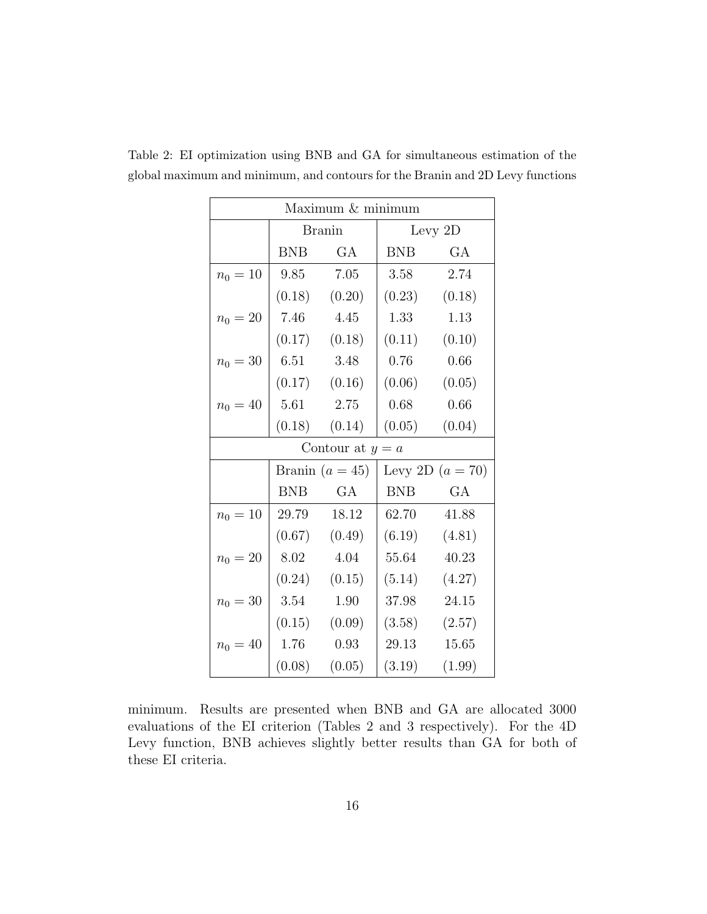Table 2: EI optimization using BNB and GA for simultaneous estimation of the global maximum and minimum, and contours for the Branin and 2D Levy functions

| Maximum & minimum | | | | |
|---|---|---|---|---|
| | Branin | | Levy 2D | |
| | BNB | GA | BNB | GA |
| $n_0 = 10$ | 9.85 | 7.05 | 3.58 | 2.74 |
| | (0.18) | (0.20) | (0.23) | (0.18) |
| $n_0 = 20$ | 7.46 | 4.45 | 1.33 | 1.13 |
| | (0.17) | (0.18) | (0.11) | (0.10) |
| $n_0 = 30$ | 6.51 | 3.48 | 0.76 | 0.66 |
| | (0.17) | (0.16) | (0.06) | (0.05) |
| $n_0 = 40$ | 5.61 | 2.75 | 0.68 | 0.66 |
| | (0.18) | (0.14) | (0.05) | (0.04) |
| **Contour at $y = a$** | | | | |
| | Branin ($a = 45$) | | Levy 2D ($a = 70$) | |
| | BNB | GA | BNB | GA |
| $n_0 = 10$ | 29.79 | 18.12 | 62.70 | 41.88 |
| | (0.67) | (0.49) | (6.19) | (4.81) |
| $n_0 = 20$ | 8.02 | 4.04 | 55.64 | 40.23 |
| | (0.24) | (0.15) | (5.14) | (4.27) |
| $n_0 = 30$ | 3.54 | 1.90 | 37.98 | 24.15 |
| | (0.15) | (0.09) | (3.58) | (2.57) |
| $n_0 = 40$ | 1.76 | 0.93 | 29.13 | 15.65 |
| | (0.08) | (0.05) | (3.19) | (1.99) |

minimum. Results are presented when BNB and GA are allocated 3000 evaluations of the EI criterion (Tables 2 and 3 respectively). For the 4D Levy function, BNB achieves slightly better results than GA for both of these EI criteria.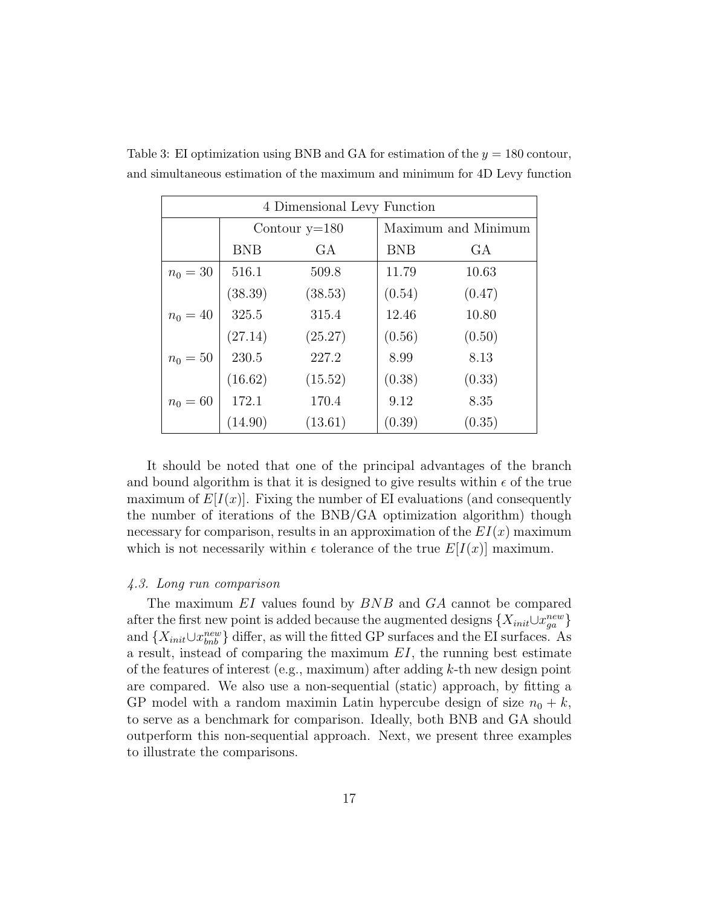Table 3: EI optimization using BNB and GA for estimation of the $y = 180$ contour, and simultaneous estimation of the maximum and minimum for 4D Levy function

| 4 Dimensional Levy Function | | | | |
|---|---|---|---|---|
| | Contour y=180 | | Maximum and Minimum | |
| | BNB | GA | BNB | GA |
| $n_0 = 30$ | 516.1 | 509.8 | 11.79 | 10.63 |
| | (38.39) | (38.53) | (0.54) | (0.47) |
| $n_0 = 40$ | 325.5 | 315.4 | 12.46 | 10.80 |
| | (27.14) | (25.27) | (0.56) | (0.50) |
| $n_0 = 50$ | 230.5 | 227.2 | 8.99 | 8.13 |
| | (16.62) | (15.52) | (0.38) | (0.33) |
| $n_0 = 60$ | 172.1 | 170.4 | 9.12 | 8.35 |
| | (14.90) | (13.61) | (0.39) | (0.35) |

It should be noted that one of the principal advantages of the branch and bound algorithm is that it is designed to give results within $\epsilon$ of the true maximum of $E[I(x)]$. Fixing the number of EI evaluations (and consequently the number of iterations of the BNB/GA optimization algorithm) though necessary for comparison, results in an approximation of the $EI(x)$ maximum which is not necessarily within $\epsilon$ tolerance of the true $E[I(x)]$ maximum.

### *4.3. Long run comparison*

The maximum $EI$ values found by $BNB$ and $GA$ cannot be compared after the first new point is added because the augmented designs $\{X_{init} \cup x_{ga}^{new}\}$ and $\{X_{init} \cup x_{bnb}^{new}\}$ differ, as will the fitted GP surfaces and the EI surfaces. As a result, instead of comparing the maximum $EI$, the running best estimate of the features of interest (e.g., maximum) after adding $k$-th new design point are compared. We also use a non-sequential (static) approach, by fitting a GP model with a random maximin Latin hypercube design of size $n_0 + k$, to serve as a benchmark for comparison. Ideally, both BNB and GA should outperform this non-sequential approach. Next, we present three examples to illustrate the comparisons.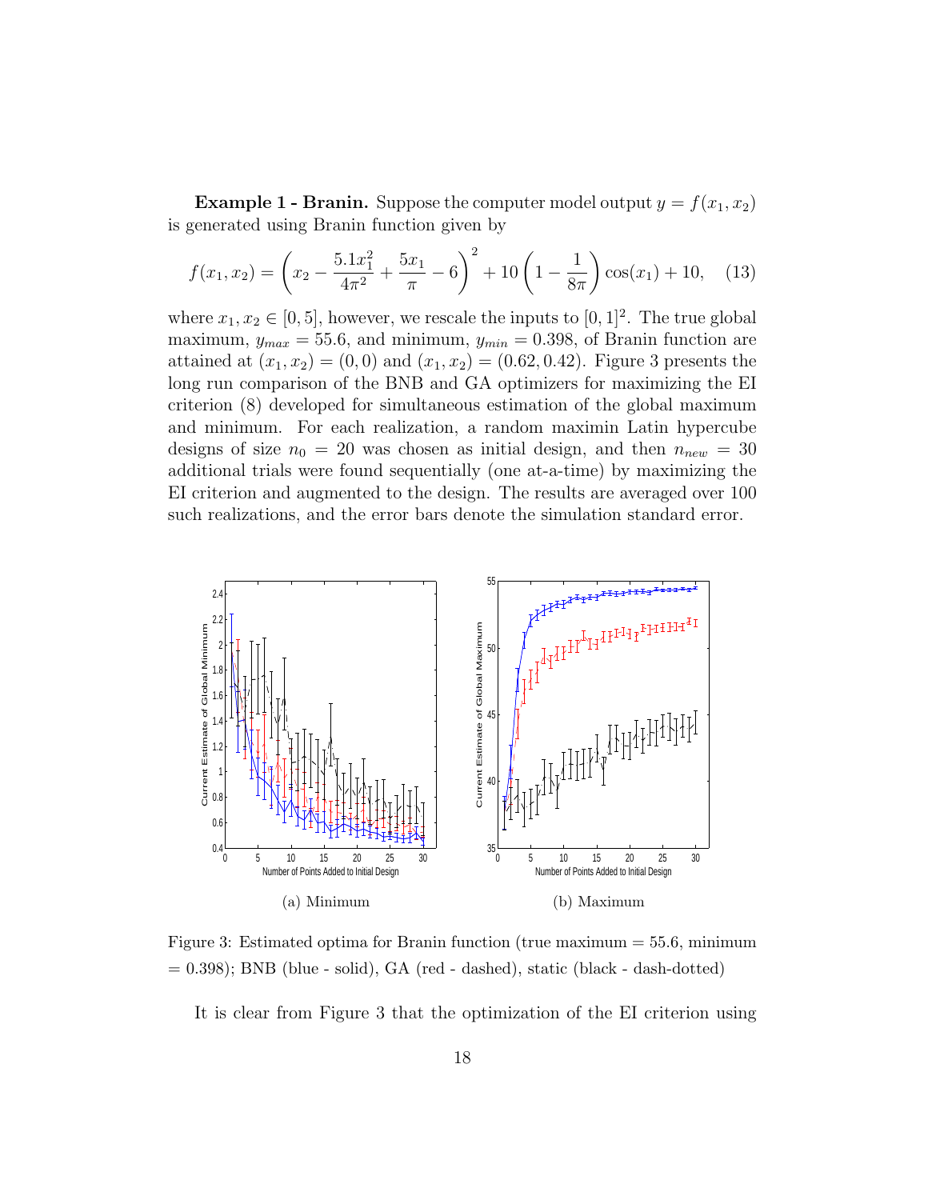**Example 1 - Branin.** Suppose the computer model output $y = f(x_1, x_2)$ is generated using Branin function given by

$$f(x_1, x_2) = \left(x_2 - \frac{5.1x_1^2}{4\pi^2} + \frac{5x_1}{\pi} - 6\right)^2 + 10\left(1 - \frac{1}{8\pi}\right)\cos(x_1) + 10, \quad (13)$$

where $x_1, x_2 \in [0, 5]$, however, we rescale the inputs to $[0, 1]^2$. The true global maximum, $y_{max} = 55.6$, and minimum, $y_{min} = 0.398$, of Branin function are attained at $(x_1, x_2) = (0, 0)$ and $(x_1, x_2) = (0.62, 0.42)$. Figure 3 presents the long run comparison of the BNB and GA optimizers for maximizing the EI criterion (8) developed for simultaneous estimation of the global maximum and minimum. For each realization, a random maximin Latin hypercube designs of size $n_0 = 20$ was chosen as initial design, and then $n_{new} = 30$ additional trials were found sequentially (one at-a-time) by maximizing the EI criterion and augmented to the design. The results are averaged over 100 such realizations, and the error bars denote the simulation standard error.

(a) Minimum

(b) Maximum

Figure 3: Estimated optima for Branin function (true maximum = 55.6, minimum = 0.398); BNB (blue - solid), GA (red - dashed), static (black - dash-dotted)

It is clear from Figure 3 that the optimization of the EI criterion using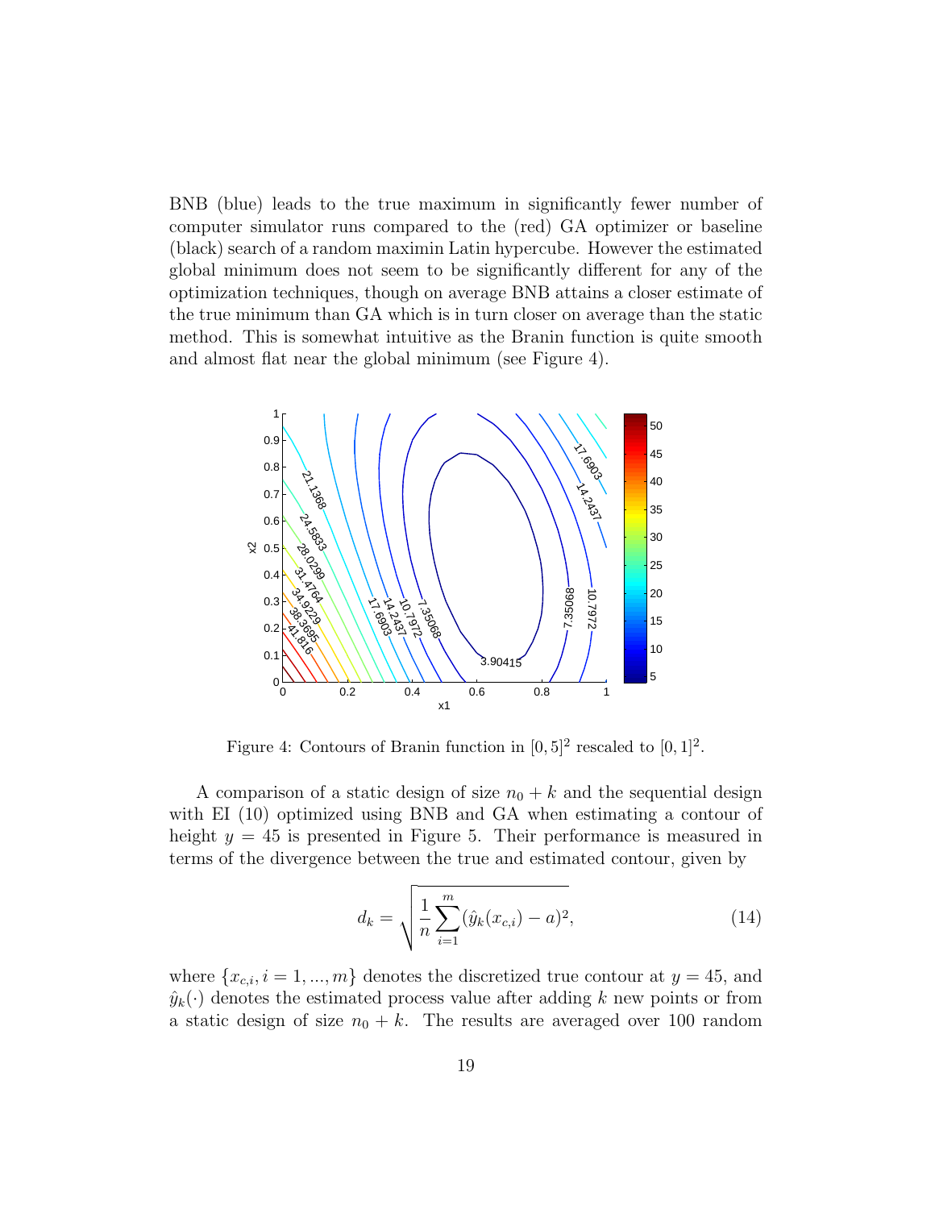BNB (blue) leads to the true maximum in significantly fewer number of computer simulator runs compared to the (red) GA optimizer or baseline (black) search of a random maximin Latin hypercube. However the estimated global minimum does not seem to be significantly different for any of the optimization techniques, though on average BNB attains a closer estimate of the true minimum than GA which is in turn closer on average than the static method. This is somewhat intuitive as the Branin function is quite smooth and almost flat near the global minimum (see Figure 4).

Figure 4: Contours of Branin function in $[0, 5]^2$ rescaled to $[0, 1]^2$.

A comparison of a static design of size $n_0 + k$ and the sequential design with EI (10) optimized using BNB and GA when estimating a contour of height $y = 45$ is presented in Figure 5. Their performance is measured in terms of the divergence between the true and estimated contour, given by

$$d_k = \sqrt{\frac{1}{n} \sum_{i=1}^{m} (\hat{y}_k(x_{c,i}) - a)^2}, \tag{14}$$

where $\{x_{c,i}, i = 1, ..., m\}$ denotes the discretized true contour at $y = 45$, and $\hat{y}_k(\cdot)$ denotes the estimated process value after adding $k$ new points or from a static design of size $n_0 + k$. The results are averaged over 100 random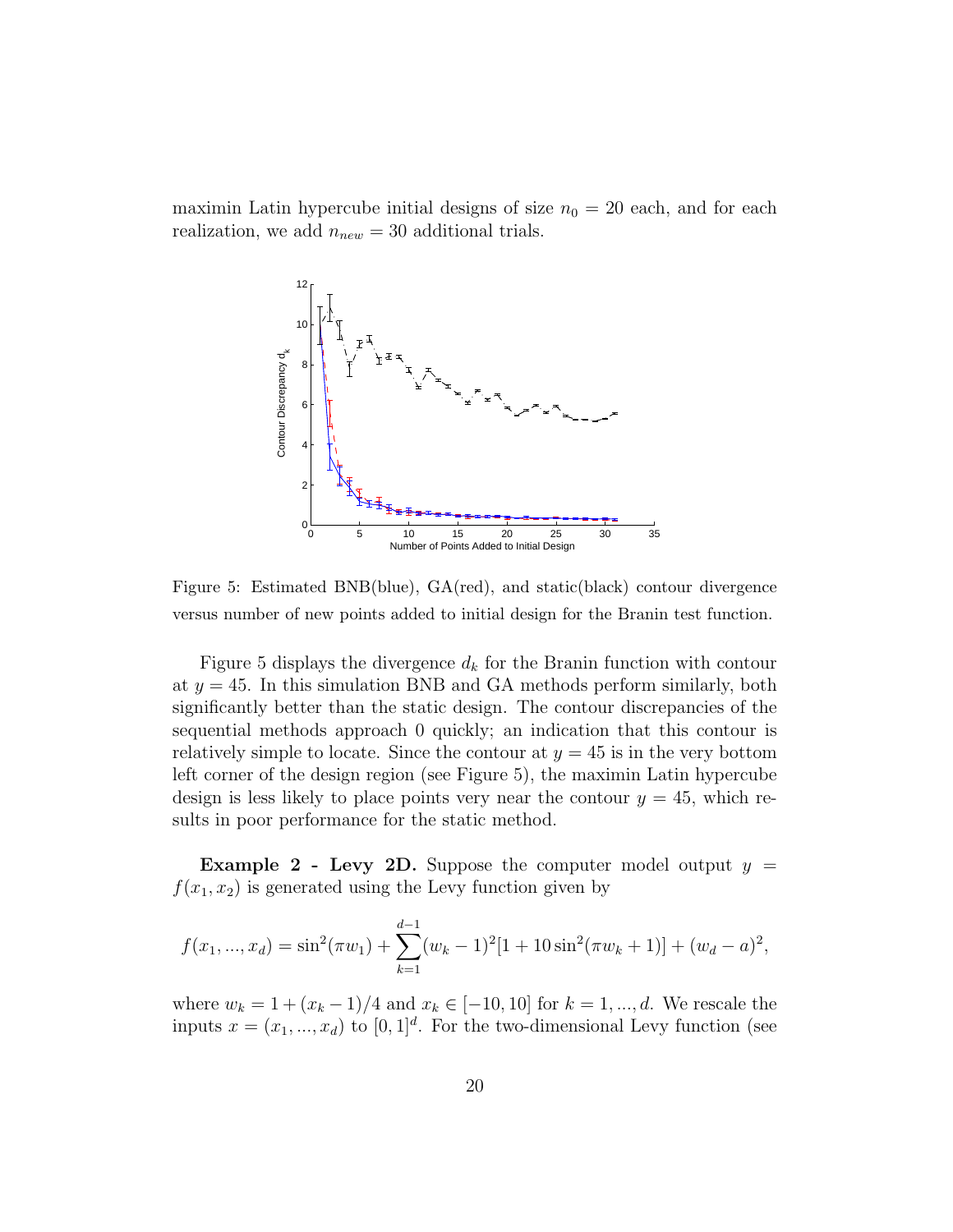maximin Latin hypercube initial designs of size $n_0 = 20$ each, and for each realization, we add $n_{new} = 30$ additional trials.

Figure 5: Estimated BNB(blue), GA(red), and static(black) contour divergence versus number of new points added to initial design for the Branin test function.

Figure 5 displays the divergence $d_k$ for the Branin function with contour at $y = 45$. In this simulation BNB and GA methods perform similarly, both significantly better than the static design. The contour discrepancies of the sequential methods approach 0 quickly; an indication that this contour is relatively simple to locate. Since the contour at $y = 45$ is in the very bottom left corner of the design region (see Figure 5), the maximin Latin hypercube design is less likely to place points very near the contour $y = 45$, which results in poor performance for the static method.

**Example 2 - Levy 2D.** Suppose the computer model output $y = f(x_1, x_2)$ is generated using the Levy function given by

$$f(x_1, ..., x_d) = \sin^2(\pi w_1) + \sum_{k=1}^{d-1} (w_k - 1)^2 [1 + 10 \sin^2(\pi w_k + 1)] + (w_d - a)^2,$$

where $w_k = 1 + (x_k - 1)/4$ and $x_k \in [-10, 10]$ for $k = 1, ..., d$. We rescale the inputs $x = (x_1, ..., x_d)$ to $[0, 1]^d$. For the two-dimensional Levy function (see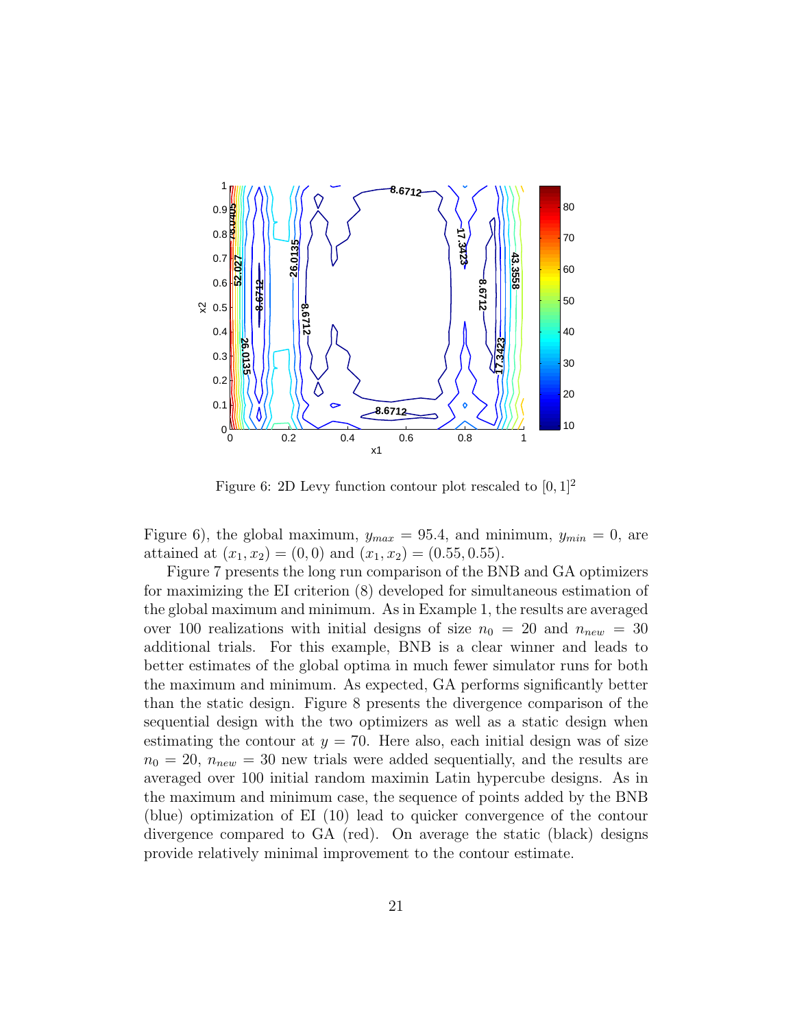Figure 6: 2D Levy function contour plot rescaled to $[0, 1]^2$

Figure 6), the global maximum, $y_{max} = 95.4$, and minimum, $y_{min} = 0$, are attained at $(x_1, x_2) = (0, 0)$ and $(x_1, x_2) = (0.55, 0.55)$.

Figure 7 presents the long run comparison of the BNB and GA optimizers for maximizing the EI criterion (8) developed for simultaneous estimation of the global maximum and minimum. As in Example 1, the results are averaged over 100 realizations with initial designs of size $n_0 = 20$ and $n_{new} = 30$ additional trials. For this example, BNB is a clear winner and leads to better estimates of the global optima in much fewer simulator runs for both the maximum and minimum. As expected, GA performs significantly better than the static design. Figure 8 presents the divergence comparison of the sequential design with the two optimizers as well as a static design when estimating the contour at $y = 70$. Here also, each initial design was of size $n_0 = 20$, $n_{new} = 30$ new trials were added sequentially, and the results are averaged over 100 initial random maximin Latin hypercube designs. As in the maximum and minimum case, the sequence of points added by the BNB (blue) optimization of EI (10) lead to quicker convergence of the contour divergence compared to GA (red). On average the static (black) designs provide relatively minimal improvement to the contour estimate.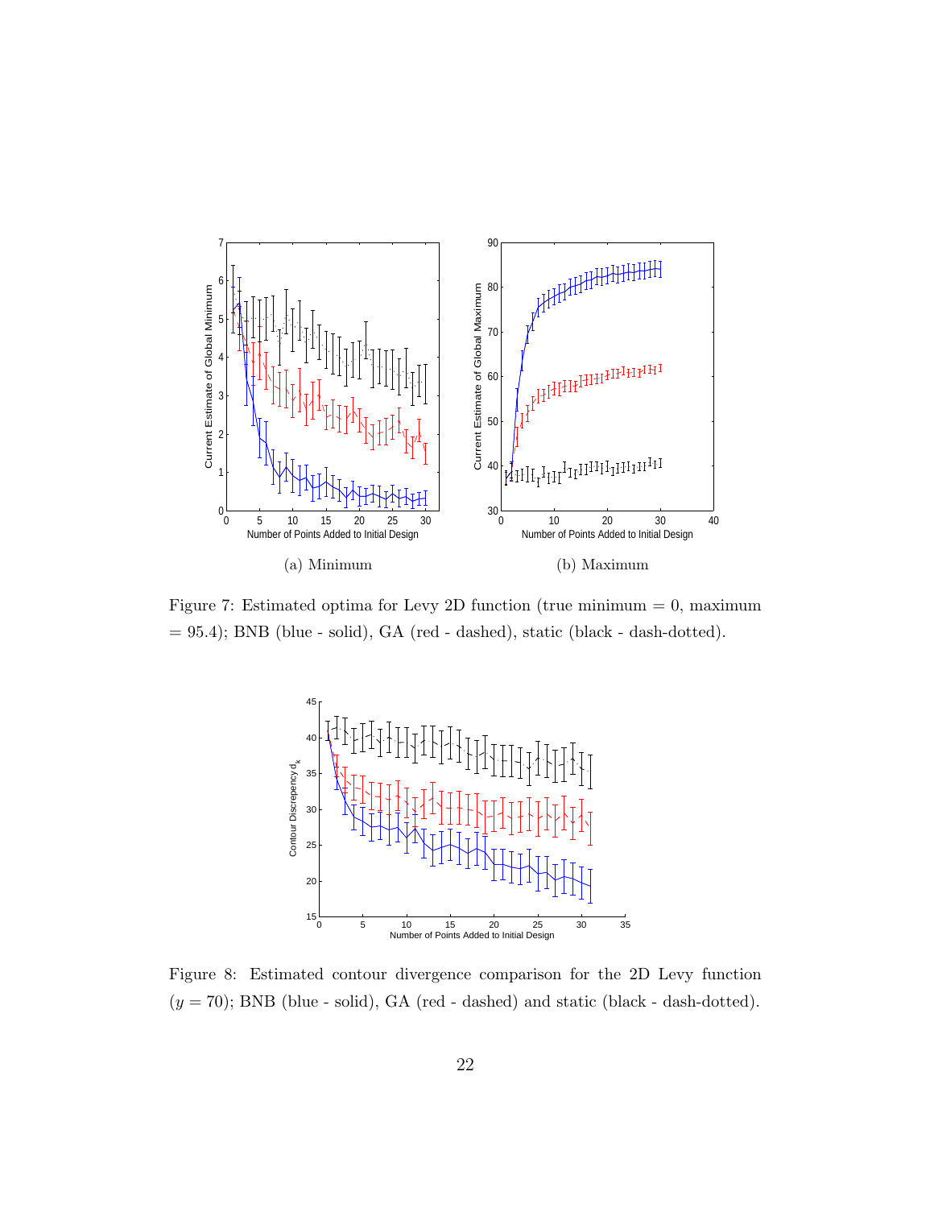(a) Minimum

(b) Maximum

Figure 7: Estimated optima for Levy 2D function (true minimum = 0, maximum = 95.4); BNB (blue - solid), GA (red - dashed), static (black - dash-dotted).

Figure 8: Estimated contour divergence comparison for the 2D Levy function ($y = 70$); BNB (blue - solid), GA (red - dashed) and static (black - dash-dotted).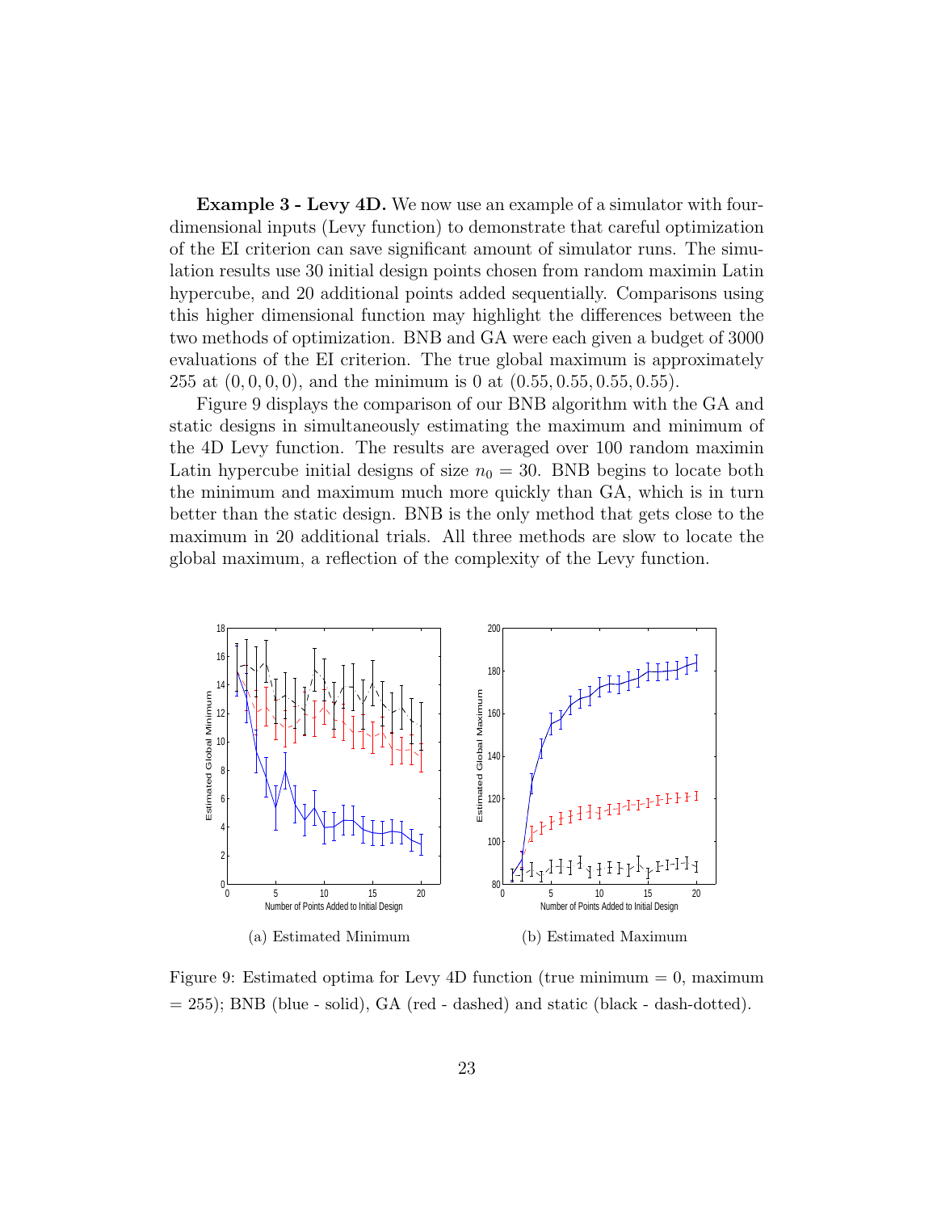**Example 3 - Levy 4D.** We now use an example of a simulator with four-dimensional inputs (Levy function) to demonstrate that careful optimization of the EI criterion can save significant amount of simulator runs. The simulation results use 30 initial design points chosen from random maximin Latin hypercube, and 20 additional points added sequentially. Comparisons using this higher dimensional function may highlight the differences between the two methods of optimization. BNB and GA were each given a budget of 3000 evaluations of the EI criterion. The true global maximum is approximately 255 at $(0, 0, 0, 0)$, and the minimum is 0 at $(0.55, 0.55, 0.55, 0.55)$.

Figure 9 displays the comparison of our BNB algorithm with the GA and static designs in simultaneously estimating the maximum and minimum of the 4D Levy function. The results are averaged over 100 random maximin Latin hypercube initial designs of size $n_0 = 30$. BNB begins to locate both the minimum and maximum much more quickly than GA, which is in turn better than the static design. BNB is the only method that gets close to the maximum in 20 additional trials. All three methods are slow to locate the global maximum, a reflection of the complexity of the Levy function.

(a) Estimated Minimum

(b) Estimated Maximum

Figure 9: Estimated optima for Levy 4D function (true minimum = 0, maximum = 255); BNB (blue - solid), GA (red - dashed) and static (black - dash-dotted).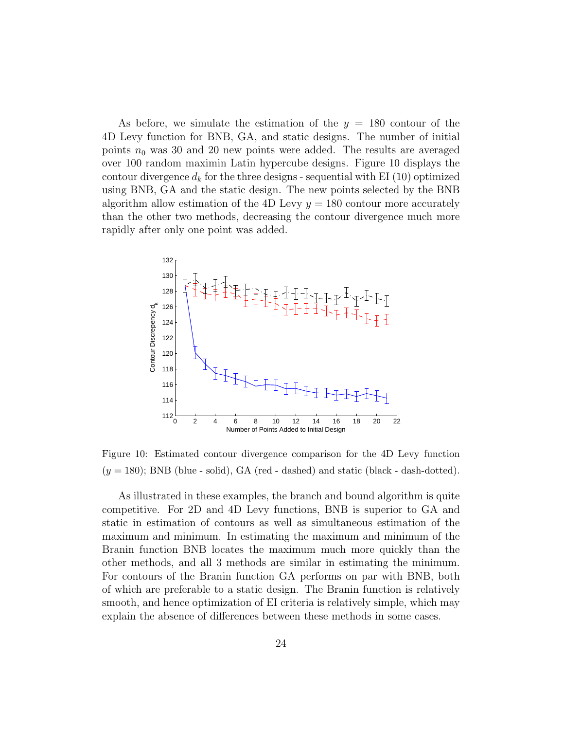As before, we simulate the estimation of the $y = 180$ contour of the 4D Levy function for BNB, GA, and static designs. The number of initial points $n_0$ was 30 and 20 new points were added. The results are averaged over 100 random maximin Latin hypercube designs. Figure 10 displays the contour divergence $d_k$ for the three designs - sequential with EI (10) optimized using BNB, GA and the static design. The new points selected by the BNB algorithm allow estimation of the 4D Levy $y = 180$ contour more accurately than the other two methods, decreasing the contour divergence much more rapidly after only one point was added.

Figure 10: Estimated contour divergence comparison for the 4D Levy function ($y = 180$); BNB (blue - solid), GA (red - dashed) and static (black - dash-dotted).

As illustrated in these examples, the branch and bound algorithm is quite competitive. For 2D and 4D Levy functions, BNB is superior to GA and static in estimation of contours as well as simultaneous estimation of the maximum and minimum. In estimating the maximum and minimum of the Branin function BNB locates the maximum much more quickly than the other methods, and all 3 methods are similar in estimating the minimum. For contours of the Branin function GA performs on par with BNB, both of which are preferable to a static design. The Branin function is relatively smooth, and hence optimization of EI criteria is relatively simple, which may explain the absence of differences between these methods in some cases.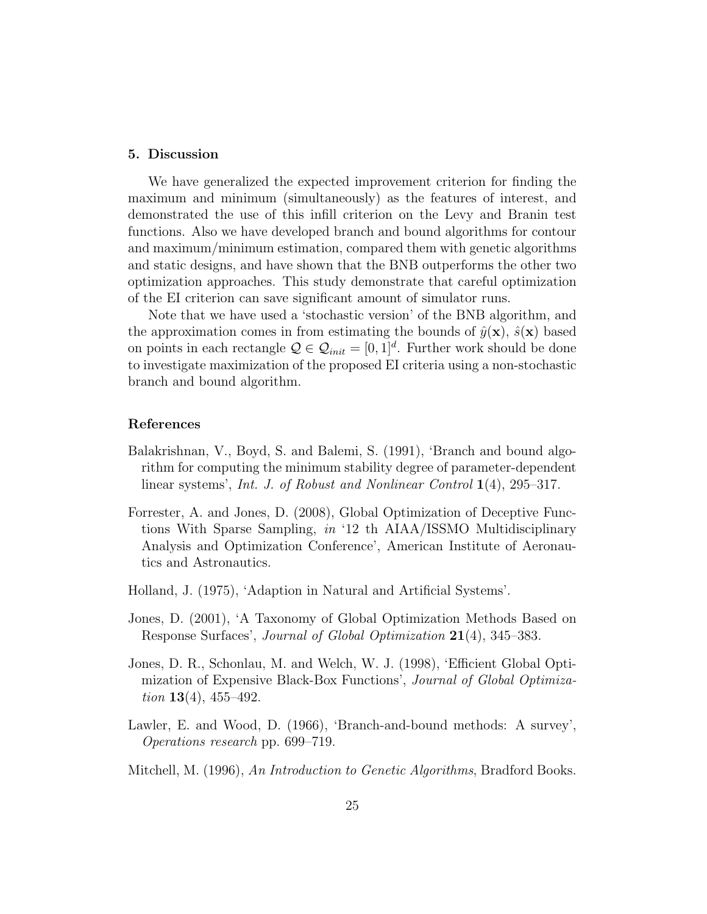## 5. Discussion

We have generalized the expected improvement criterion for finding the maximum and minimum (simultaneously) as the features of interest, and demonstrated the use of this infill criterion on the Levy and Branin test functions. Also we have developed branch and bound algorithms for contour and maximum/minimum estimation, compared them with genetic algorithms and static designs, and have shown that the BNB outperforms the other two optimization approaches. This study demonstrate that careful optimization of the EI criterion can save significant amount of simulator runs.

Note that we have used a 'stochastic version' of the BNB algorithm, and the approximation comes in from estimating the bounds of $\hat{y}(\mathbf{x})$, $\hat{s}(\mathbf{x})$ based on points in each rectangle $\mathcal{Q} \in \mathcal{Q}_{init} = [0,1]^d$. Further work should be done to investigate maximization of the proposed EI criteria using a non-stochastic branch and bound algorithm.

### References

Balakrishnan, V., Boyd, S. and Balemi, S. (1991), 'Branch and bound algorithm for computing the minimum stability degree of parameter-dependent linear systems', *Int. J. of Robust and Nonlinear Control* **1**(4), 295–317.

Forrester, A. and Jones, D. (2008), Global Optimization of Deceptive Functions With Sparse Sampling, *in* '12 th AIAA/ISSMO Multidisciplinary Analysis and Optimization Conference', American Institute of Aeronautics and Astronautics.

Holland, J. (1975), 'Adaption in Natural and Artificial Systems'.

Jones, D. (2001), 'A Taxonomy of Global Optimization Methods Based on Response Surfaces', *Journal of Global Optimization* **21**(4), 345–383.

Jones, D. R., Schonlau, M. and Welch, W. J. (1998), 'Efficient Global Optimization of Expensive Black-Box Functions', *Journal of Global Optimization* **13**(4), 455–492.

Lawler, E. and Wood, D. (1966), 'Branch-and-bound methods: A survey', *Operations research* pp. 699–719.

Mitchell, M. (1996), *An Introduction to Genetic Algorithms*, Bradford Books.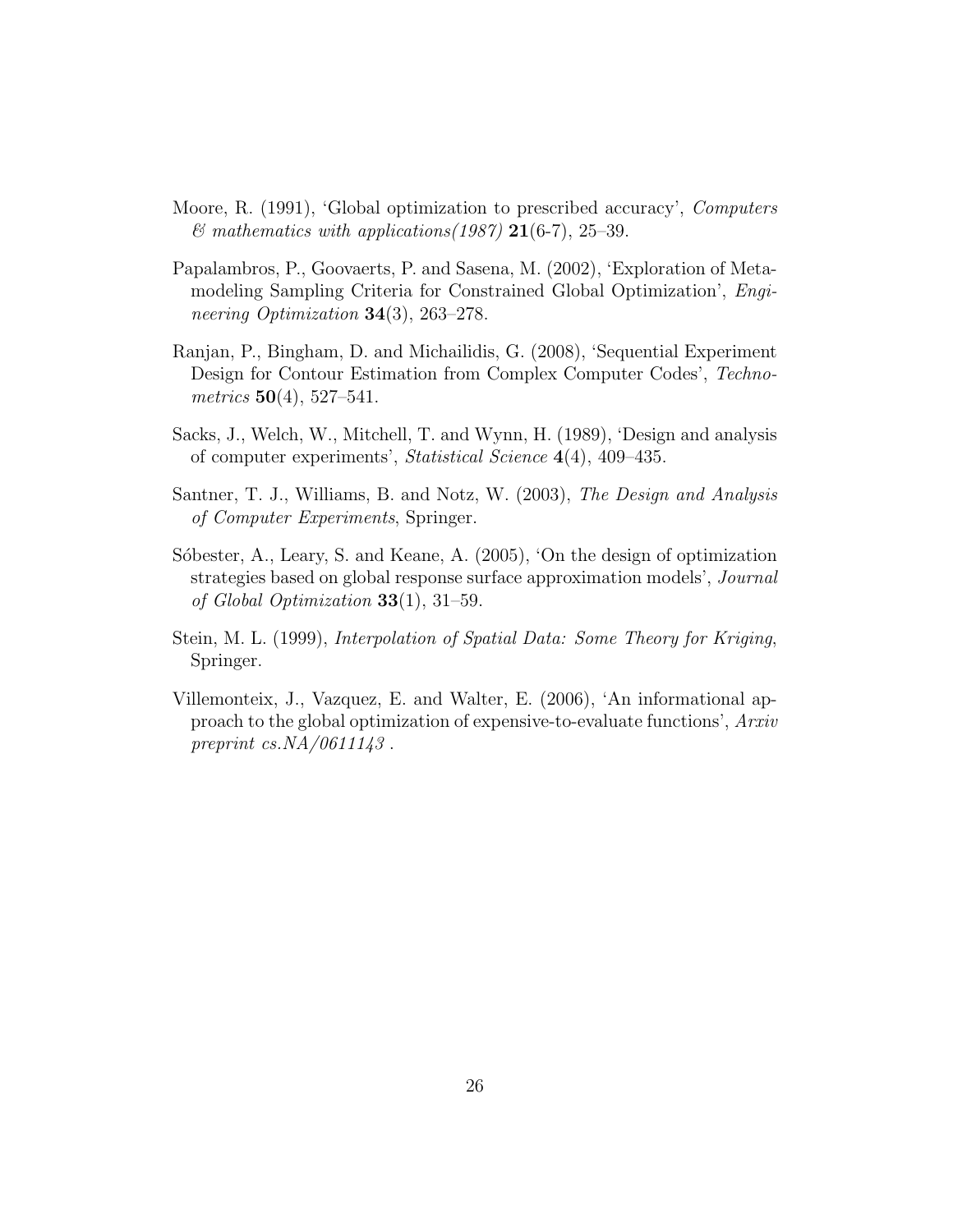Moore, R. (1991), 'Global optimization to prescribed accuracy', *Computers & mathematics with applications(1987)* **21**(6-7), 25–39.

Papalambros, P., Goovaerts, P. and Sasena, M. (2002), 'Exploration of Metamodeling Sampling Criteria for Constrained Global Optimization', *Engineering Optimization* **34**(3), 263–278.

Ranjan, P., Bingham, D. and Michailidis, G. (2008), 'Sequential Experiment Design for Contour Estimation from Complex Computer Codes', *Technometrics* **50**(4), 527–541.

Sacks, J., Welch, W., Mitchell, T. and Wynn, H. (1989), 'Design and analysis of computer experiments', *Statistical Science* **4**(4), 409–435.

Santner, T. J., Williams, B. and Notz, W. (2003), *The Design and Analysis of Computer Experiments*, Springer.

Sóbester, A., Leary, S. and Keane, A. (2005), 'On the design of optimization strategies based on global response surface approximation models', *Journal of Global Optimization* **33**(1), 31–59.

Stein, M. L. (1999), *Interpolation of Spatial Data: Some Theory for Kriging*, Springer.

Villemonteix, J., Vazquez, E. and Walter, E. (2006), 'An informational approach to the global optimization of expensive-to-evaluate functions', *Arxiv preprint cs.NA/0611143* .